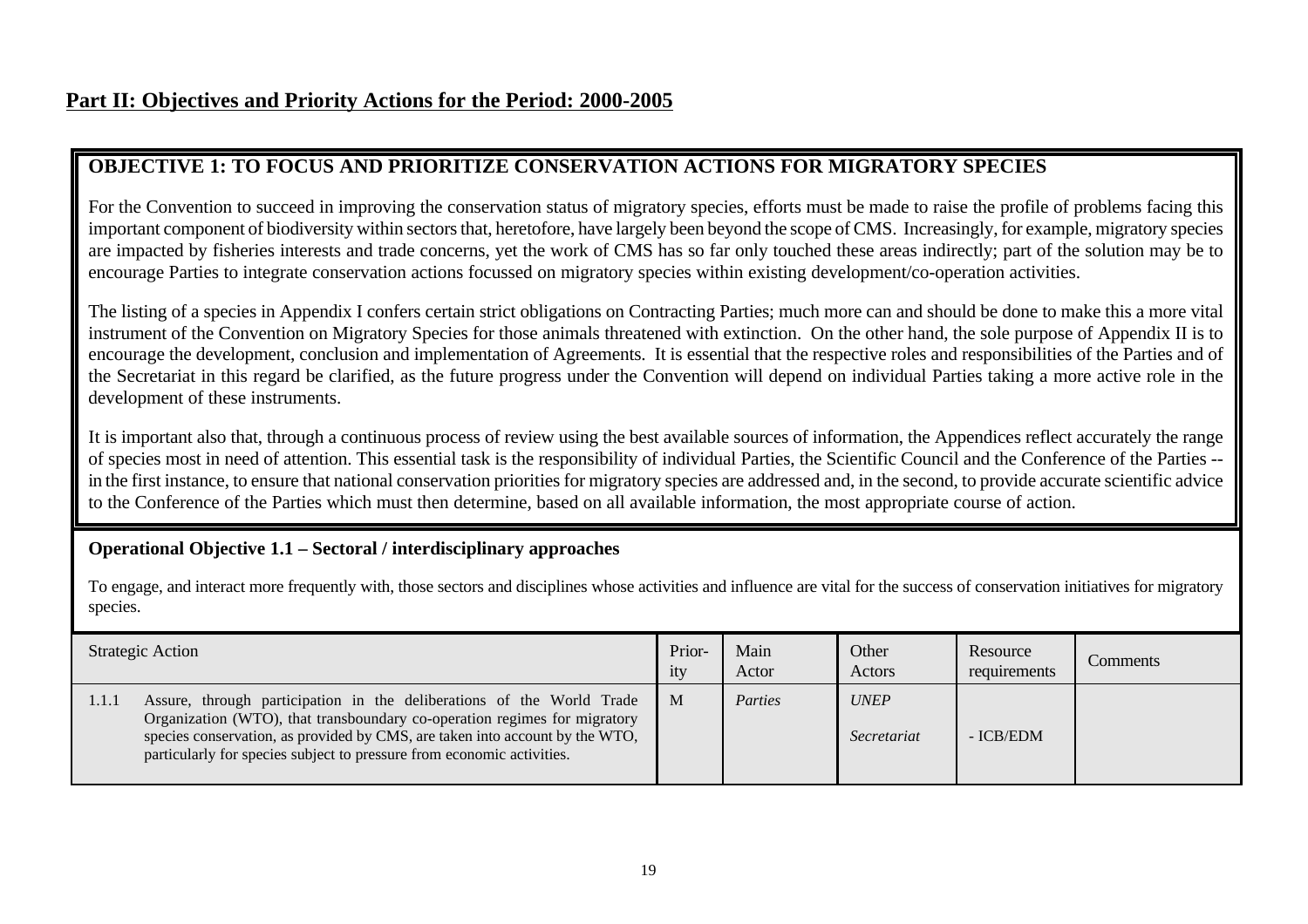## Part II: Objectives and Priority Actions for the Period: 2000-2005

### OBJECTIVE 1: TO FOCUS AND PRIORITIZE CONSERVATION ACTIONS FOR MIGRATORY SPECIES

For the Convention to succeed in improving the conservation status of migratory species, efforts must be made to raise the profile of problems facing this important component of biodiversity within sectors that, heretofore, have largely been beyond the scope of CMS. Increasingly, for example, migratory species are impacted by fisheries interests and trade concerns, yet the work of CMS has so far only touched these areas indirectly; part of the solution may be to encourage Parties to integrate conservation actions focussed on migratory species within existing development/co-operation activities.

The listing of a species in Appendix I confers certain strict obligations on Contracting Parties; much more can and should be done to make this a more vital instrument of the Convention on Migratory Species for those animals threatened with extinction. On the other hand, the sole purpose of Appendix II is to encourage the development, conclusion and implementation of Agreements. It is essential that the respective roles and responsibilities of the Parties and of the Secretariat in this regard be clarified, as the future progress under the Convention will depend on individual Parties taking a more active role in the development of these instruments.

It is important also that, through a continuous process of review using the best available sources of information, the Appendices reflect accurately the range of species most in need of attention. This essential task is the responsibility of individual Parties, the Scientific Council and the Conference of the Parties -- in the first instance, to ensure that national conservation priorities for migratory species are addressed and, in the second, to provide accurate scientific advice to the Conference of the Parties which must then determine, based on all available information, the most appropriate course of action.

**Operational Objective 1.1 – Sectoral / interdisciplinary approaches**

To engage, and interact more frequently with, those sectors and disciplines whose activities and influence are vital for the success of conservation initiatives for migratory species.

| Strategic Action | Priority | Main Actor | Other Actors | Resource requirements | Comments |
|---|---|---|---|---|---|
| 1.1.1 Assure, through participation in the deliberations of the World Trade Organization (WTO), that transboundary co-operation regimes for migratory species conservation, as provided by CMS, are taken into account by the WTO, particularly for species subject to pressure from economic activities. | M | *Parties* | *UNEP*<br>*Secretariat* | - ICB/EDM | |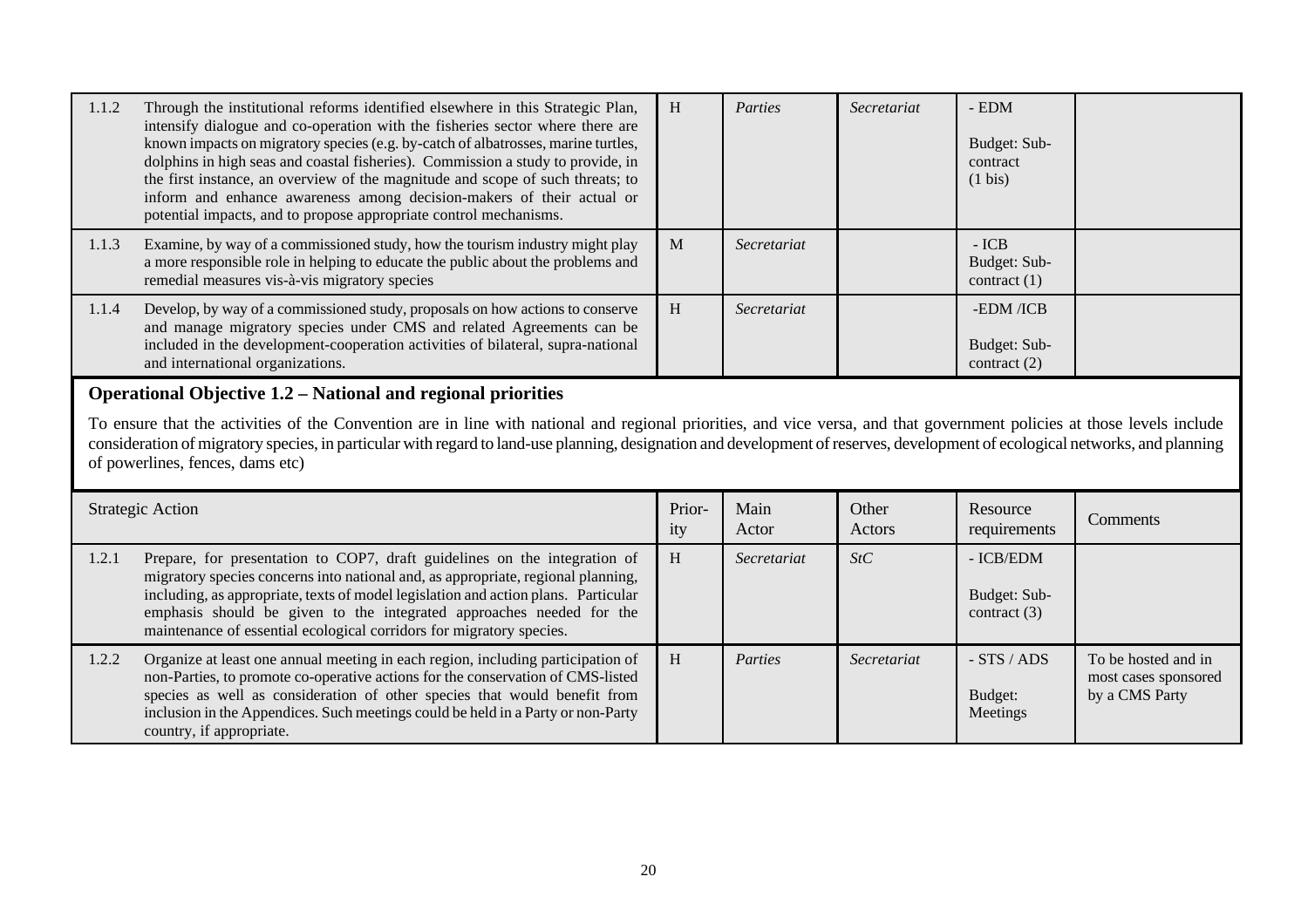| | | | | | | |
|---|---|---|---|---|---|---|
| 1.1.2 | Through the institutional reforms identified elsewhere in this Strategic Plan, intensify dialogue and co-operation with the fisheries sector where there are known impacts on migratory species (e.g. by-catch of albatrosses, marine turtles, dolphins in high seas and coastal fisheries). Commission a study to provide, in the first instance, an overview of the magnitude and scope of such threats; to inform and enhance awareness among decision-makers of their actual or potential impacts, and to propose appropriate control mechanisms. | H | *Parties* | *Secretariat* | - EDM<br><br>Budget: Sub-contract (1 bis) | |
| 1.1.3 | Examine, by way of a commissioned study, how the tourism industry might play a more responsible role in helping to educate the public about the problems and remedial measures vis-à-vis migratory species | M | *Secretariat* | | - ICB<br>Budget: Sub-contract (1) | |
| 1.1.4 | Develop, by way of a commissioned study, proposals on how actions to conserve and manage migratory species under CMS and related Agreements can be included in the development-cooperation activities of bilateral, supra-national and international organizations. | H | *Secretariat* | | -EDM /ICB<br><br>Budget: Sub-contract (2) | |

### Operational Objective 1.2 – National and regional priorities

To ensure that the activities of the Convention are in line with national and regional priorities, and vice versa, and that government policies at those levels include consideration of migratory species, in particular with regard to land-use planning, designation and development of reserves, development of ecological networks, and planning of powerlines, fences, dams etc)

| Strategic Action | | Priority | Main Actor | Other Actors | Resource requirements | Comments |
|---|---|---|---|---|---|---|
| 1.2.1 | Prepare, for presentation to COP7, draft guidelines on the integration of migratory species concerns into national and, as appropriate, regional planning, including, as appropriate, texts of model legislation and action plans. Particular emphasis should be given to the integrated approaches needed for the maintenance of essential ecological corridors for migratory species. | H | *Secretariat* | *StC* | - ICB/EDM<br><br>Budget: Sub-contract (3) | |
| 1.2.2 | Organize at least one annual meeting in each region, including participation of non-Parties, to promote co-operative actions for the conservation of CMS-listed species as well as consideration of other species that would benefit from inclusion in the Appendices. Such meetings could be held in a Party or non-Party country, if appropriate. | H | *Parties* | *Secretariat* | - STS / ADS<br><br>Budget: Meetings | To be hosted and in most cases sponsored by a CMS Party |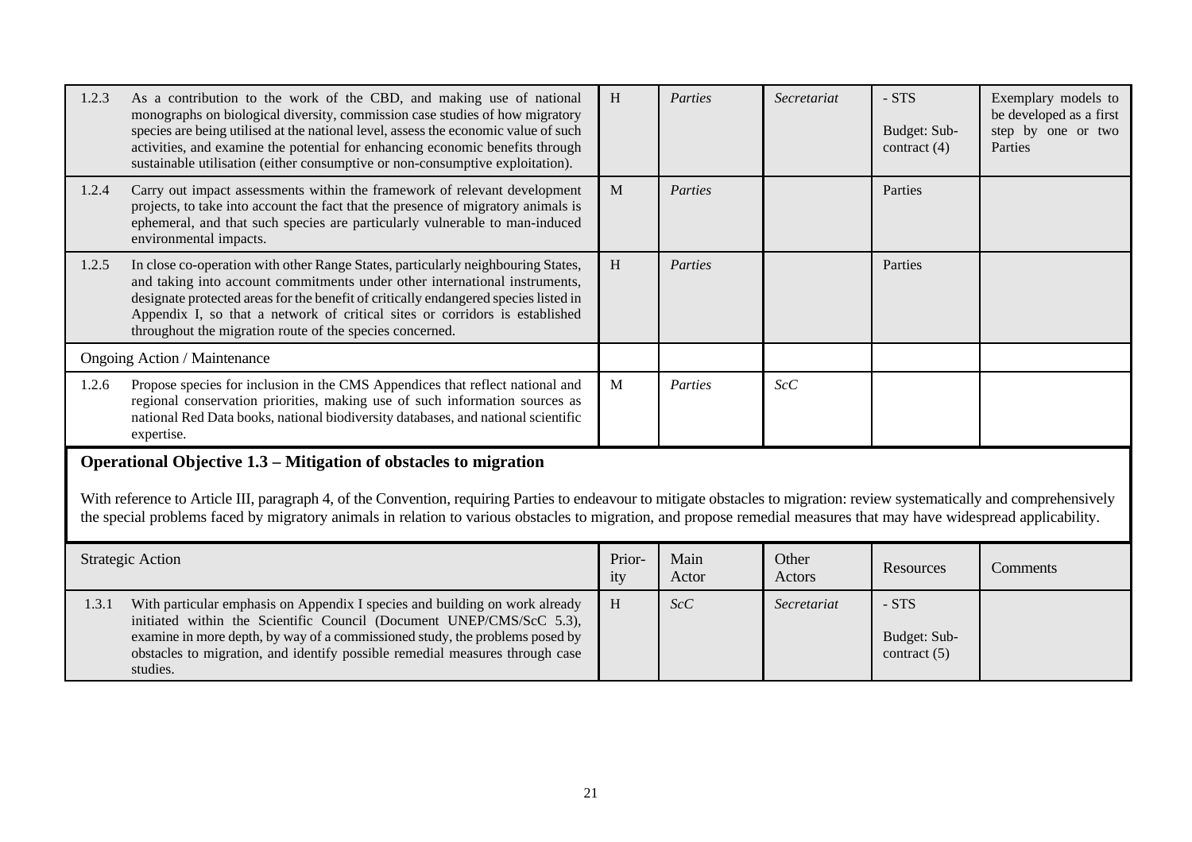| | Strategic Action | Prior-ity | Main Actor | Other Actors | Resources | Comments |
|---|---|---|---|---|---|---|
| 1.2.3 | As a contribution to the work of the CBD, and making use of national monographs on biological diversity, commission case studies of how migratory species are being utilised at the national level, assess the economic value of such activities, and examine the potential for enhancing economic benefits through sustainable utilisation (either consumptive or non-consumptive exploitation). | H | *Parties* | *Secretariat* | - STS<br>Budget: Sub-contract (4) | Exemplary models to be developed as a first step by one or two Parties |
| 1.2.4 | Carry out impact assessments within the framework of relevant development projects, to take into account the fact that the presence of migratory animals is ephemeral, and that such species are particularly vulnerable to man-induced environmental impacts. | M | *Parties* | | Parties | |
| 1.2.5 | In close co-operation with other Range States, particularly neighbouring States, and taking into account commitments under other international instruments, designate protected areas for the benefit of critically endangered species listed in Appendix I, so that a network of critical sites or corridors is established throughout the migration route of the species concerned. | H | *Parties* | | Parties | |
| | Ongoing Action / Maintenance | | | | | |
| 1.2.6 | Propose species for inclusion in the CMS Appendices that reflect national and regional conservation priorities, making use of such information sources as national Red Data books, national biodiversity databases, and national scientific expertise. | M | *Parties* | *ScC* | | |

### Operational Objective 1.3 – Mitigation of obstacles to migration

With reference to Article III, paragraph 4, of the Convention, requiring Parties to endeavour to mitigate obstacles to migration: review systematically and comprehensively the special problems faced by migratory animals in relation to various obstacles to migration, and propose remedial measures that may have widespread applicability.

| | Strategic Action | Prior-ity | Main Actor | Other Actors | Resources | Comments |
|---|---|---|---|---|---|---|
| 1.3.1 | With particular emphasis on Appendix I species and building on work already initiated within the Scientific Council (Document UNEP/CMS/ScC 5.3), examine in more depth, by way of a commissioned study, the problems posed by obstacles to migration, and identify possible remedial measures through case studies. | H | *ScC* | *Secretariat* | - STS<br>Budget: Sub-contract (5) | |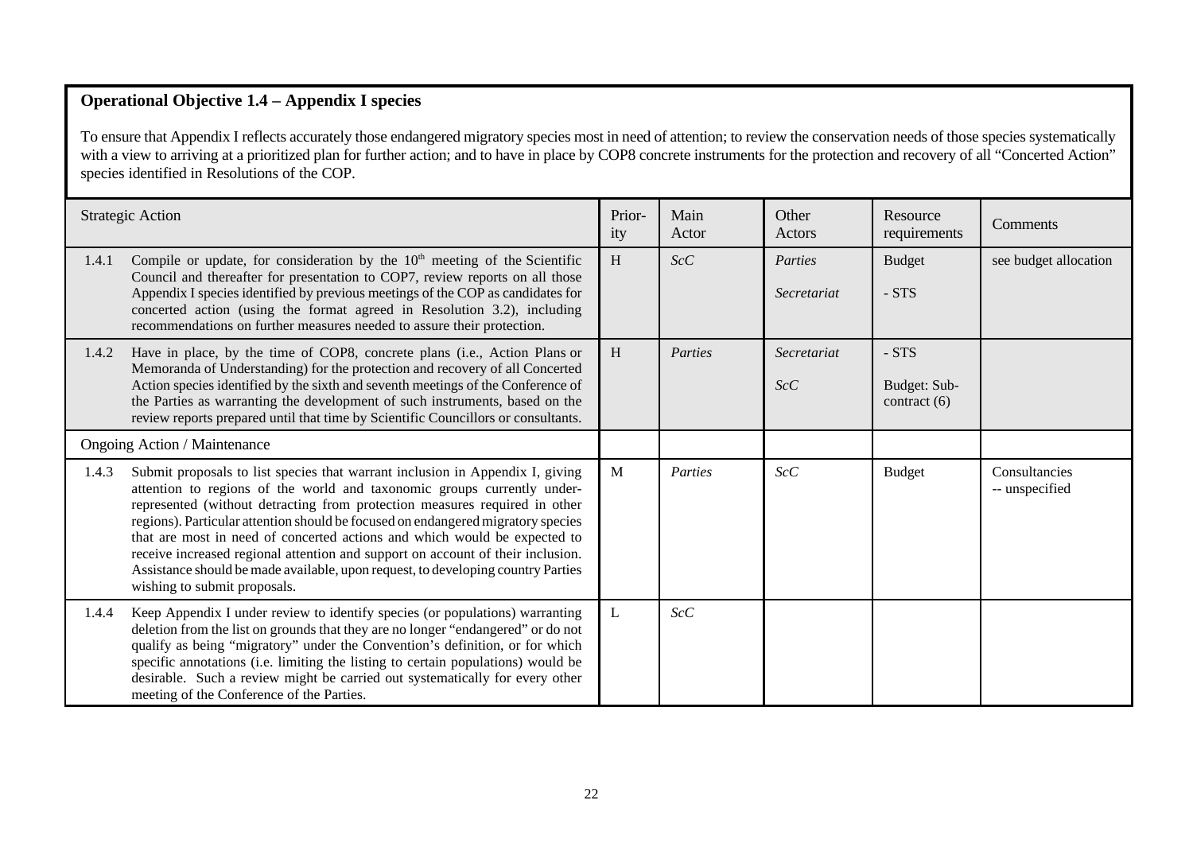**Operational Objective 1.4 – Appendix I species**

To ensure that Appendix I reflects accurately those endangered migratory species most in need of attention; to review the conservation needs of those species systematically with a view to arriving at a prioritized plan for further action; and to have in place by COP8 concrete instruments for the protection and recovery of all "Concerted Action" species identified in Resolutions of the COP.

| Strategic Action | | Prior-ity | Main Actor | Other Actors | Resource requirements | Comments |
|---|---|---|---|---|---|---|
| 1.4.1 | Compile or update, for consideration by the 10th meeting of the Scientific Council and thereafter for presentation to COP7, review reports on all those Appendix I species identified by previous meetings of the COP as candidates for concerted action (using the format agreed in Resolution 3.2), including recommendations on further measures needed to assure their protection. | H | *ScC* | *Parties* <br> *Secretariat* | Budget <br> - STS | see budget allocation |
| 1.4.2 | Have in place, by the time of COP8, concrete plans (i.e., Action Plans or Memoranda of Understanding) for the protection and recovery of all Concerted Action species identified by the sixth and seventh meetings of the Conference of the Parties as warranting the development of such instruments, based on the review reports prepared until that time by Scientific Councillors or consultants. | H | *Parties* | *Secretariat* <br> *ScC* | - STS <br> Budget: Sub-contract (6) | |
| Ongoing Action / Maintenance | | | | | | |
| 1.4.3 | Submit proposals to list species that warrant inclusion in Appendix I, giving attention to regions of the world and taxonomic groups currently under-represented (without detracting from protection measures required in other regions). Particular attention should be focused on endangered migratory species that are most in need of concerted actions and which would be expected to receive increased regional attention and support on account of their inclusion. Assistance should be made available, upon request, to developing country Parties wishing to submit proposals. | M | *Parties* | *ScC* | Budget | Consultancies -- unspecified |
| 1.4.4 | Keep Appendix I under review to identify species (or populations) warranting deletion from the list on grounds that they are no longer "endangered" or do not qualify as being "migratory" under the Convention's definition, or for which specific annotations (i.e. limiting the listing to certain populations) would be desirable. Such a review might be carried out systematically for every other meeting of the Conference of the Parties. | L | *ScC* | | | |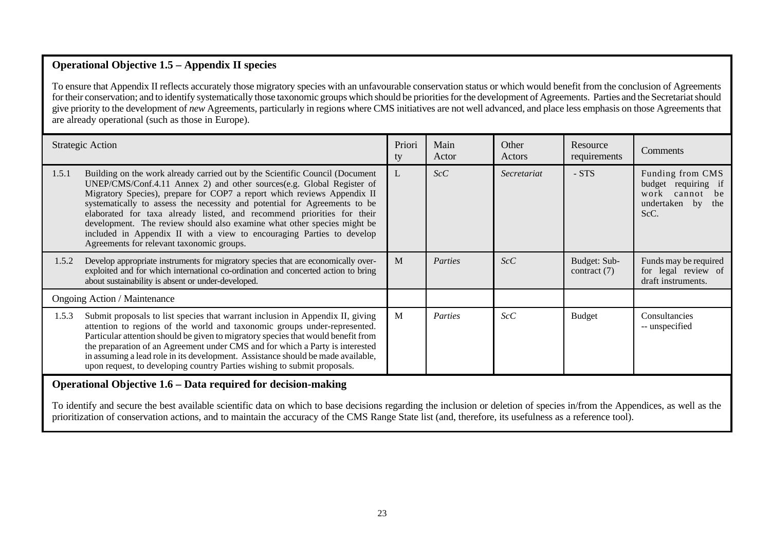### Operational Objective 1.5 – Appendix II species

To ensure that Appendix II reflects accurately those migratory species with an unfavourable conservation status or which would benefit from the conclusion of Agreements for their conservation; and to identify systematically those taxonomic groups which should be priorities for the development of Agreements. Parties and the Secretariat should give priority to the development of *new* Agreements, particularly in regions where CMS initiatives are not well advanced, and place less emphasis on those Agreements that are already operational (such as those in Europe).

| Strategic Action | | Priority | Main Actor | Other Actors | Resource requirements | Comments |
|---|---|---|---|---|---|---|
| 1.5.1 | Building on the work already carried out by the Scientific Council (Document UNEP/CMS/Conf.4.11 Annex 2) and other sources(e.g. Global Register of Migratory Species), prepare for COP7 a report which reviews Appendix II systematically to assess the necessity and potential for Agreements to be elaborated for taxa already listed, and recommend priorities for their development. The review should also examine what other species might be included in Appendix II with a view to encouraging Parties to develop Agreements for relevant taxonomic groups. | L | *ScC* | *Secretariat* | - STS | Funding from CMS budget requiring if work cannot be undertaken by the ScC. |
| 1.5.2 | Develop appropriate instruments for migratory species that are economically over-exploited and for which international co-ordination and concerted action to bring about sustainability is absent or under-developed. | M | *Parties* | *ScC* | Budget: Sub-contract (7) | Funds may be required for legal review of draft instruments. |
| Ongoing Action / Maintenance | | | | | | |
| 1.5.3 | Submit proposals to list species that warrant inclusion in Appendix II, giving attention to regions of the world and taxonomic groups under-represented. Particular attention should be given to migratory species that would benefit from the preparation of an Agreement under CMS and for which a Party is interested in assuming a lead role in its development. Assistance should be made available, upon request, to developing country Parties wishing to submit proposals. | M | *Parties* | *ScC* | Budget | Consultancies -- unspecified |

### Operational Objective 1.6 – Data required for decision-making

To identify and secure the best available scientific data on which to base decisions regarding the inclusion or deletion of species in/from the Appendices, as well as the prioritization of conservation actions, and to maintain the accuracy of the CMS Range State list (and, therefore, its usefulness as a reference tool).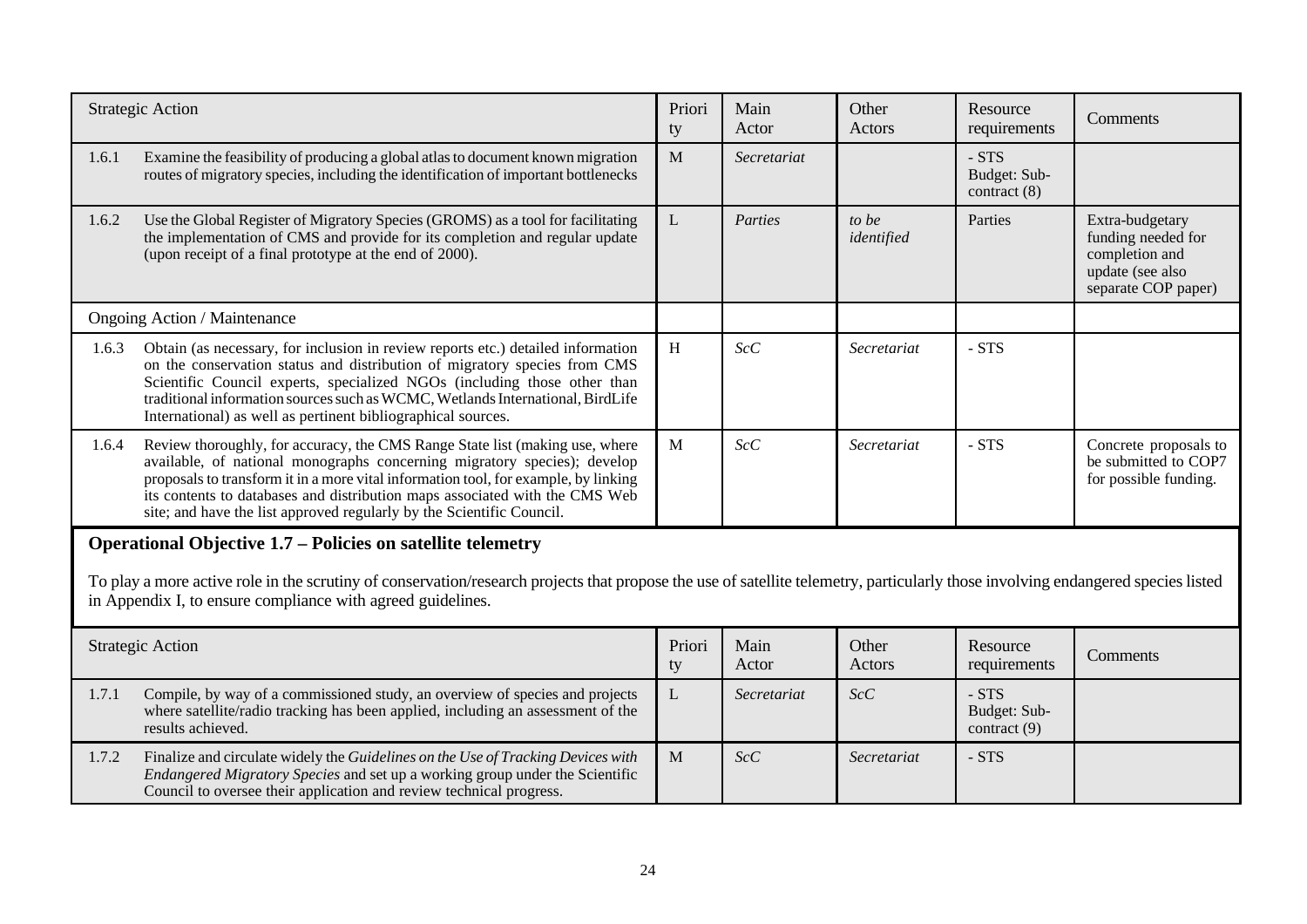| Strategic Action | | Priority | Main Actor | Other Actors | Resource requirements | Comments |
|---|---|---|---|---|---|---|
| 1.6.1 | Examine the feasibility of producing a global atlas to document known migration routes of migratory species, including the identification of important bottlenecks | M | *Secretariat* | | - STS<br>Budget: Sub-contract (8) | |
| 1.6.2 | Use the Global Register of Migratory Species (GROMS) as a tool for facilitating the implementation of CMS and provide for its completion and regular update (upon receipt of a final prototype at the end of 2000). | L | *Parties* | *to be identified* | Parties | Extra-budgetary funding needed for completion and update (see also separate COP paper) |
| Ongoing Action / Maintenance | | | | | | |
| 1.6.3 | Obtain (as necessary, for inclusion in review reports etc.) detailed information on the conservation status and distribution of migratory species from CMS Scientific Council experts, specialized NGOs (including those other than traditional information sources such as WCMC, Wetlands International, BirdLife International) as well as pertinent bibliographical sources. | H | *ScC* | *Secretariat* | - STS | |
| 1.6.4 | Review thoroughly, for accuracy, the CMS Range State list (making use, where available, of national monographs concerning migratory species); develop proposals to transform it in a more vital information tool, for example, by linking its contents to databases and distribution maps associated with the CMS Web site; and have the list approved regularly by the Scientific Council. | M | *ScC* | *Secretariat* | - STS | Concrete proposals to be submitted to COP7 for possible funding. |

**Operational Objective 1.7 – Policies on satellite telemetry**

To play a more active role in the scrutiny of conservation/research projects that propose the use of satellite telemetry, particularly those involving endangered species listed in Appendix I, to ensure compliance with agreed guidelines.

| Strategic Action | | Priority | Main Actor | Other Actors | Resource requirements | Comments |
|---|---|---|---|---|---|---|
| 1.7.1 | Compile, by way of a commissioned study, an overview of species and projects where satellite/radio tracking has been applied, including an assessment of the results achieved. | L | *Secretariat* | *ScC* | - STS<br>Budget: Sub-contract (9) | |
| 1.7.2 | Finalize and circulate widely the *Guidelines on the Use of Tracking Devices with Endangered Migratory Species* and set up a working group under the Scientific Council to oversee their application and review technical progress. | M | *ScC* | *Secretariat* | - STS | |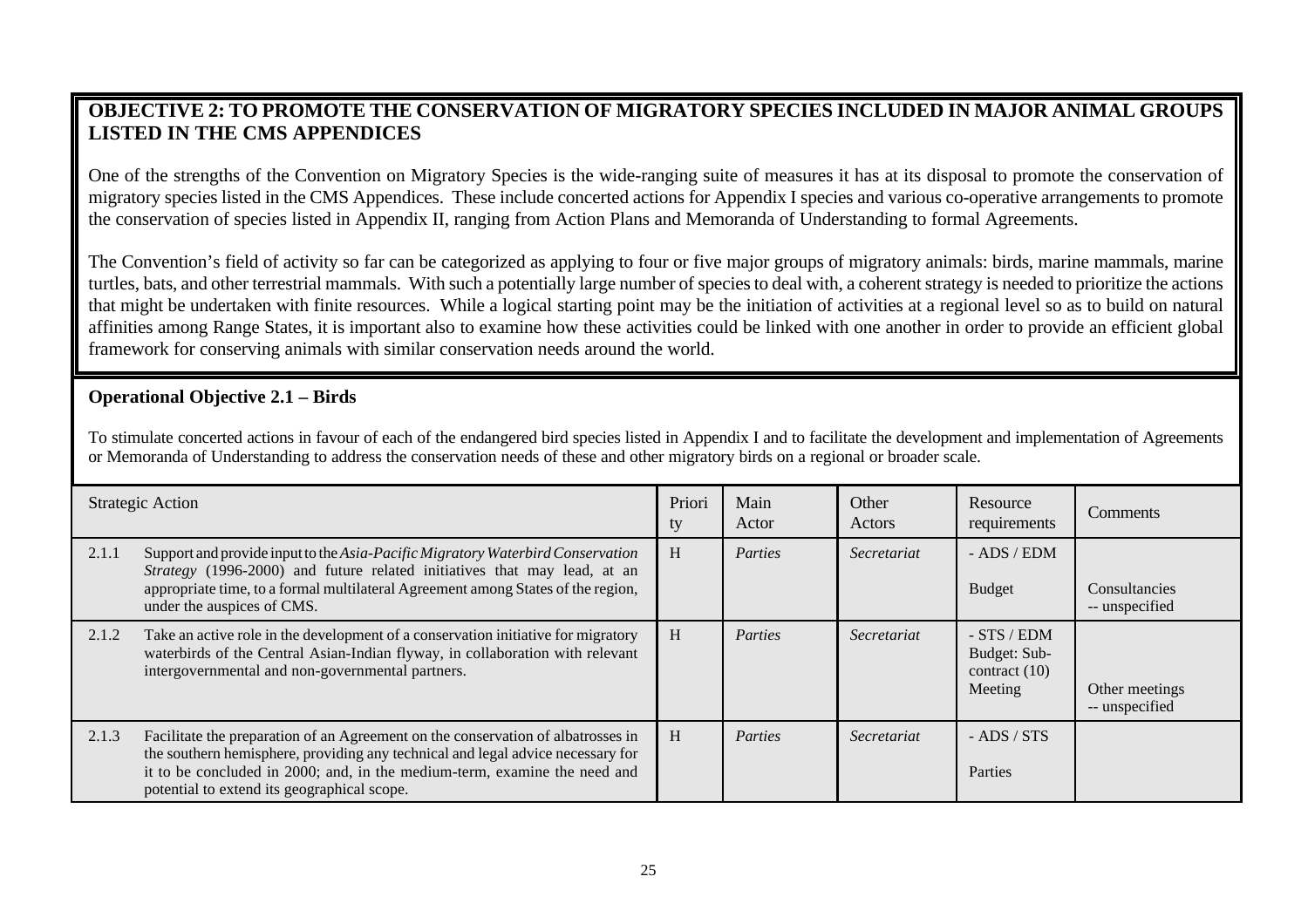## OBJECTIVE 2: TO PROMOTE THE CONSERVATION OF MIGRATORY SPECIES INCLUDED IN MAJOR ANIMAL GROUPS LISTED IN THE CMS APPENDICES

One of the strengths of the Convention on Migratory Species is the wide-ranging suite of measures it has at its disposal to promote the conservation of migratory species listed in the CMS Appendices. These include concerted actions for Appendix I species and various co-operative arrangements to promote the conservation of species listed in Appendix II, ranging from Action Plans and Memoranda of Understanding to formal Agreements.

The Convention's field of activity so far can be categorized as applying to four or five major groups of migratory animals: birds, marine mammals, marine turtles, bats, and other terrestrial mammals. With such a potentially large number of species to deal with, a coherent strategy is needed to prioritize the actions that might be undertaken with finite resources. While a logical starting point may be the initiation of activities at a regional level so as to build on natural affinities among Range States, it is important also to examine how these activities could be linked with one another in order to provide an efficient global framework for conserving animals with similar conservation needs around the world.

### Operational Objective 2.1 – Birds

To stimulate concerted actions in favour of each of the endangered bird species listed in Appendix I and to facilitate the development and implementation of Agreements or Memoranda of Understanding to address the conservation needs of these and other migratory birds on a regional or broader scale.

| | Strategic Action | Priority | Main Actor | Other Actors | Resource requirements | Comments |
|---|---|---|---|---|---|---|
| 2.1.1 | Support and provide input to the *Asia-Pacific Migratory Waterbird Conservation Strategy* (1996-2000) and future related initiatives that may lead, at an appropriate time, to a formal multilateral Agreement among States of the region, under the auspices of CMS. | H | *Parties* | *Secretariat* | - ADS / EDM<br><br>Budget | Consultancies -- unspecified |
| 2.1.2 | Take an active role in the development of a conservation initiative for migratory waterbirds of the Central Asian-Indian flyway, in collaboration with relevant intergovernmental and non-governmental partners. | H | *Parties* | *Secretariat* | - STS / EDM<br>Budget: Sub-contract (10)<br>Meeting | Other meetings -- unspecified |
| 2.1.3 | Facilitate the preparation of an Agreement on the conservation of albatrosses in the southern hemisphere, providing any technical and legal advice necessary for it to be concluded in 2000; and, in the medium-term, examine the need and potential to extend its geographical scope. | H | *Parties* | *Secretariat* | - ADS / STS<br><br>Parties | |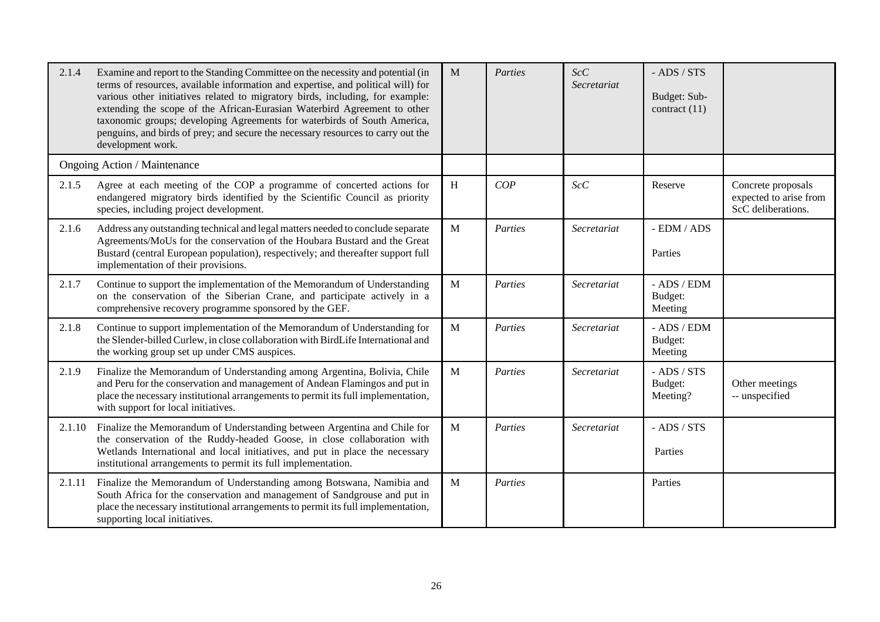| | | | | | | |
|---|---|---|---|---|---|---|
| 2.1.4 | Examine and report to the Standing Committee on the necessity and potential (in terms of resources, available information and expertise, and political will) for various other initiatives related to migratory birds, including, for example: extending the scope of the African-Eurasian Waterbird Agreement to other taxonomic groups; developing Agreements for waterbirds of South America, penguins, and birds of prey; and secure the necessary resources to carry out the development work. | M | *Parties* | *ScC Secretariat* | - ADS / STS<br><br>Budget: Sub-contract (11) | |
| | Ongoing Action / Maintenance | | | | | |
| 2.1.5 | Agree at each meeting of the COP a programme of concerted actions for endangered migratory birds identified by the Scientific Council as priority species, including project development. | H | *COP* | *ScC* | Reserve | Concrete proposals expected to arise from ScC deliberations. |
| 2.1.6 | Address any outstanding technical and legal matters needed to conclude separate Agreements/MoUs for the conservation of the Houbara Bustard and the Great Bustard (central European population), respectively; and thereafter support full implementation of their provisions. | M | *Parties* | *Secretariat* | - EDM / ADS<br><br>Parties | |
| 2.1.7 | Continue to support the implementation of the Memorandum of Understanding on the conservation of the Siberian Crane, and participate actively in a comprehensive recovery programme sponsored by the GEF. | M | *Parties* | *Secretariat* | - ADS / EDM<br>Budget:<br>Meeting | |
| 2.1.8 | Continue to support implementation of the Memorandum of Understanding for the Slender-billed Curlew, in close collaboration with BirdLife International and the working group set up under CMS auspices. | M | *Parties* | *Secretariat* | - ADS / EDM<br>Budget:<br>Meeting | |
| 2.1.9 | Finalize the Memorandum of Understanding among Argentina, Bolivia, Chile and Peru for the conservation and management of Andean Flamingos and put in place the necessary institutional arrangements to permit its full implementation, with support for local initiatives. | M | *Parties* | *Secretariat* | - ADS / STS<br>Budget:<br>Meeting? | Other meetings -- unspecified |
| 2.1.10 | Finalize the Memorandum of Understanding between Argentina and Chile for the conservation of the Ruddy-headed Goose, in close collaboration with Wetlands International and local initiatives, and put in place the necessary institutional arrangements to permit its full implementation. | M | *Parties* | *Secretariat* | - ADS / STS<br><br>Parties | |
| 2.1.11 | Finalize the Memorandum of Understanding among Botswana, Namibia and South Africa for the conservation and management of Sandgrouse and put in place the necessary institutional arrangements to permit its full implementation, supporting local initiatives. | M | *Parties* | | Parties | |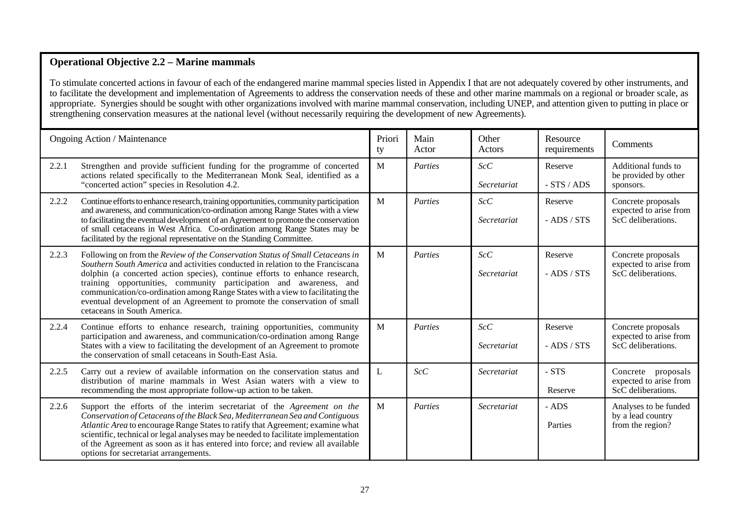**Operational Objective 2.2 – Marine mammals**

To stimulate concerted actions in favour of each of the endangered marine mammal species listed in Appendix I that are not adequately covered by other instruments, and to facilitate the development and implementation of Agreements to address the conservation needs of these and other marine mammals on a regional or broader scale, as appropriate. Synergies should be sought with other organizations involved with marine mammal conservation, including UNEP, and attention given to putting in place or strengthening conservation measures at the national level (without necessarily requiring the development of new Agreements).

| | Ongoing Action / Maintenance | Priority | Main Actor | Other Actors | Resource requirements | Comments |
|---|---|---|---|---|---|---|
| 2.2.1 | Strengthen and provide sufficient funding for the programme of concerted actions related specifically to the Mediterranean Monk Seal, identified as a "concerted action" species in Resolution 4.2. | M | *Parties* | *ScC*<br>*Secretariat* | Reserve<br>- STS / ADS | Additional funds to be provided by other sponsors. |
| 2.2.2 | Continue efforts to enhance research, training opportunities, community participation and awareness, and communication/co-ordination among Range States with a view to facilitating the eventual development of an Agreement to promote the conservation of small cetaceans in West Africa. Co-ordination among Range States may be facilitated by the regional representative on the Standing Committee. | M | *Parties* | *ScC*<br>*Secretariat* | Reserve<br>- ADS / STS | Concrete proposals expected to arise from ScC deliberations. |
| 2.2.3 | Following on from the *Review of the Conservation Status of Small Cetaceans in Southern South America* and activities conducted in relation to the Franciscana dolphin (a concerted action species), continue efforts to enhance research, training opportunities, community participation and awareness, and communication/co-ordination among Range States with a view to facilitating the eventual development of an Agreement to promote the conservation of small cetaceans in South America. | M | *Parties* | *ScC*<br>*Secretariat* | Reserve<br>- ADS / STS | Concrete proposals expected to arise from ScC deliberations. |
| 2.2.4 | Continue efforts to enhance research, training opportunities, community participation and awareness, and communication/co-ordination among Range States with a view to facilitating the development of an Agreement to promote the conservation of small cetaceans in South-East Asia. | M | *Parties* | *ScC*<br>*Secretariat* | Reserve<br>- ADS / STS | Concrete proposals expected to arise from ScC deliberations. |
| 2.2.5 | Carry out a review of available information on the conservation status and distribution of marine mammals in West Asian waters with a view to recommending the most appropriate follow-up action to be taken. | L | *ScC* | *Secretariat* | - STS<br>Reserve | Concrete proposals expected to arise from ScC deliberations. |
| 2.2.6 | Support the efforts of the interim secretariat of the *Agreement on the Conservation of Cetaceans of the Black Sea, Mediterranean Sea and Contiguous Atlantic Area* to encourage Range States to ratify that Agreement; examine what scientific, technical or legal analyses may be needed to facilitate implementation of the Agreement as soon as it has entered into force; and review all available options for secretariat arrangements. | M | *Parties* | *Secretariat* | - ADS<br>Parties | Analyses to be funded by a lead country from the region? |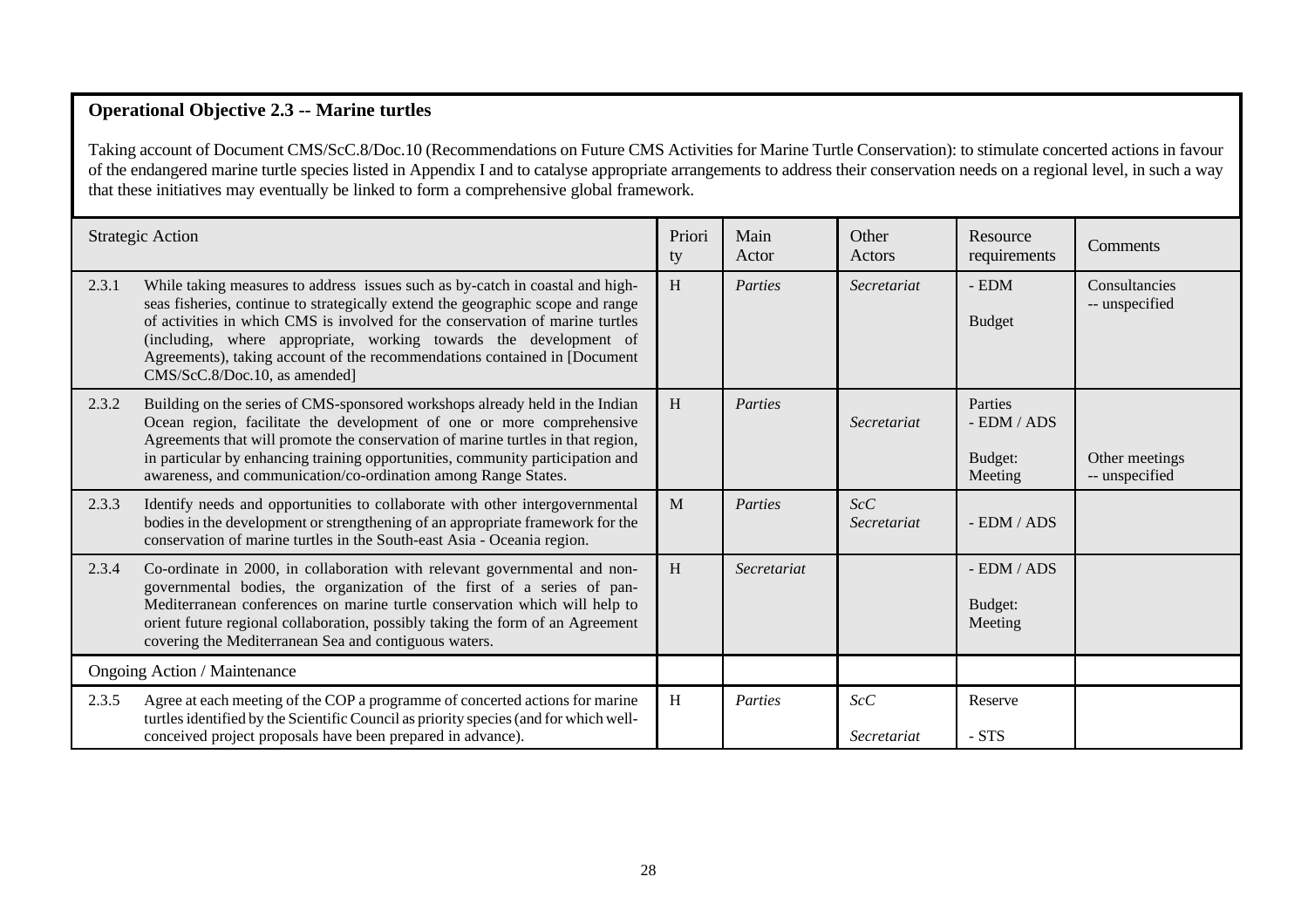**Operational Objective 2.3 -- Marine turtles**

Taking account of Document CMS/ScC.8/Doc.10 (Recommendations on Future CMS Activities for Marine Turtle Conservation): to stimulate concerted actions in favour of the endangered marine turtle species listed in Appendix I and to catalyse appropriate arrangements to address their conservation needs on a regional level, in such a way that these initiatives may eventually be linked to form a comprehensive global framework.

| | Strategic Action | Priority | Main Actor | Other Actors | Resource requirements | Comments |
|---|---|---|---|---|---|---|
| 2.3.1 | While taking measures to address issues such as by-catch in coastal and high-seas fisheries, continue to strategically extend the geographic scope and range of activities in which CMS is involved for the conservation of marine turtles (including, where appropriate, working towards the development of Agreements), taking account of the recommendations contained in [Document CMS/ScC.8/Doc.10, as amended] | H | *Parties* | *Secretariat* | - EDM<br><br>Budget | Consultancies -- unspecified |
| 2.3.2 | Building on the series of CMS-sponsored workshops already held in the Indian Ocean region, facilitate the development of one or more comprehensive Agreements that will promote the conservation of marine turtles in that region, in particular by enhancing training opportunities, community participation and awareness, and communication/co-ordination among Range States. | H | *Parties* | *Secretariat* | Parties<br>- EDM / ADS<br><br>Budget:<br>Meeting | Other meetings -- unspecified |
| 2.3.3 | Identify needs and opportunities to collaborate with other intergovernmental bodies in the development or strengthening of an appropriate framework for the conservation of marine turtles in the South-east Asia - Oceania region. | M | *Parties* | *ScC*<br>*Secretariat* | - EDM / ADS | |
| 2.3.4 | Co-ordinate in 2000, in collaboration with relevant governmental and non-governmental bodies, the organization of the first of a series of pan-Mediterranean conferences on marine turtle conservation which will help to orient future regional collaboration, possibly taking the form of an Agreement covering the Mediterranean Sea and contiguous waters. | H | *Secretariat* | | - EDM / ADS<br><br>Budget:<br>Meeting | |
| | Ongoing Action / Maintenance | | | | | |
| 2.3.5 | Agree at each meeting of the COP a programme of concerted actions for marine turtles identified by the Scientific Council as priority species (and for which well-conceived project proposals have been prepared in advance). | H | *Parties* | *ScC*<br><br>*Secretariat* | Reserve<br><br>- STS | |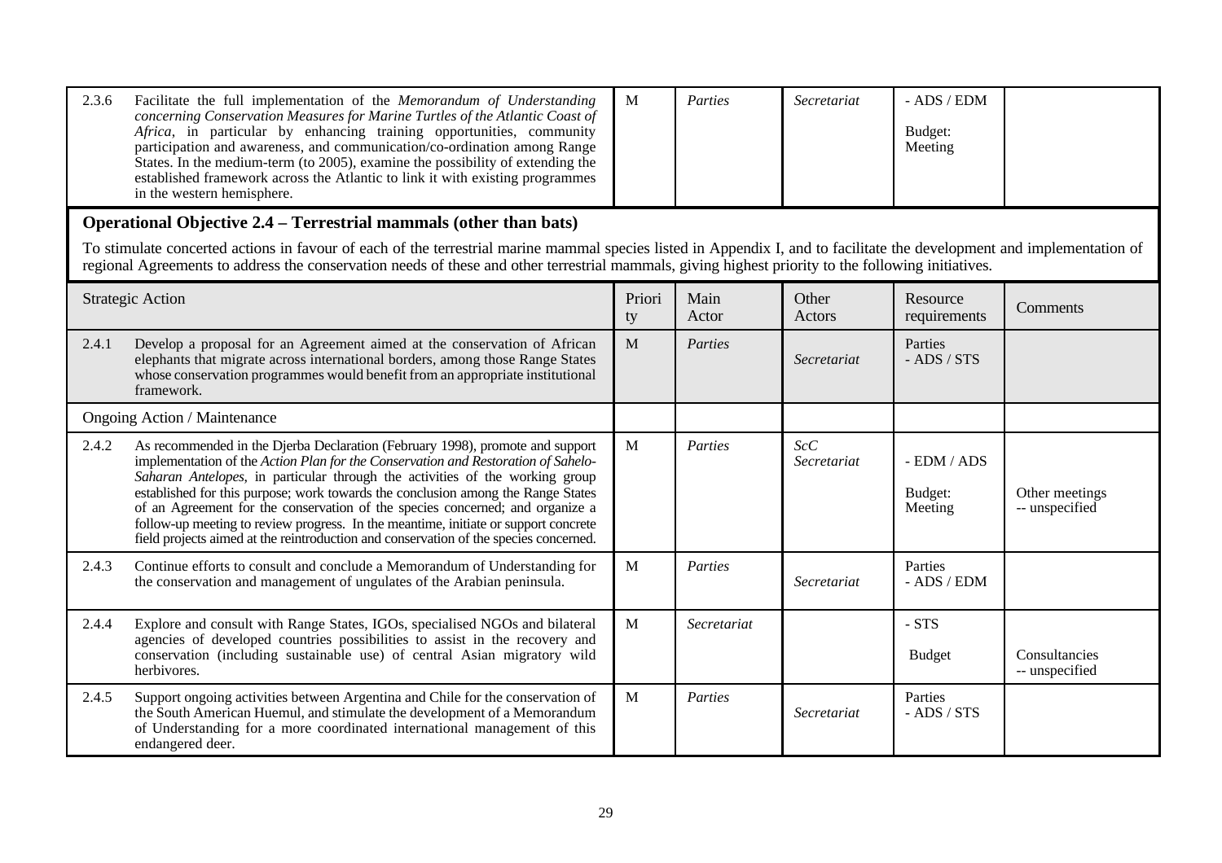| | | | | | |
|---|---|---|---|---|---|
| 2.3.6 Facilitate the full implementation of the *Memorandum of Understanding concerning Conservation Measures for Marine Turtles of the Atlantic Coast of Africa*, in particular by enhancing training opportunities, community participation and awareness, and communication/co-ordination among Range States. In the medium-term (to 2005), examine the possibility of extending the established framework across the Atlantic to link it with existing programmes in the western hemisphere. | M | *Parties* | *Secretariat* | - ADS / EDM<br><br>Budget:<br>Meeting | |

## Operational Objective 2.4 – Terrestrial mammals (other than bats)

To stimulate concerted actions in favour of each of the terrestrial marine mammal species listed in Appendix I, and to facilitate the development and implementation of regional Agreements to address the conservation needs of these and other terrestrial mammals, giving highest priority to the following initiatives.

| Strategic Action | Priority | Main Actor | Other Actors | Resource requirements | Comments |
|---|---|---|---|---|---|
| 2.4.1 Develop a proposal for an Agreement aimed at the conservation of African elephants that migrate across international borders, among those Range States whose conservation programmes would benefit from an appropriate institutional framework. | M | *Parties* | *Secretariat* | Parties<br>- ADS / STS | |
| Ongoing Action / Maintenance | | | | | |
| 2.4.2 As recommended in the Djerba Declaration (February 1998), promote and support implementation of the *Action Plan for the Conservation and Restoration of Sahelo-Saharan Antelopes*, in particular through the activities of the working group established for this purpose; work towards the conclusion among the Range States of an Agreement for the conservation of the species concerned; and organize a follow-up meeting to review progress. In the meantime, initiate or support concrete field projects aimed at the reintroduction and conservation of the species concerned. | M | *Parties* | *ScC*<br>*Secretariat* | - EDM / ADS<br><br>Budget:<br>Meeting | Other meetings<br>-- unspecified |
| 2.4.3 Continue efforts to consult and conclude a Memorandum of Understanding for the conservation and management of ungulates of the Arabian peninsula. | M | *Parties* | *Secretariat* | Parties<br>- ADS / EDM | |
| 2.4.4 Explore and consult with Range States, IGOs, specialised NGOs and bilateral agencies of developed countries possibilities to assist in the recovery and conservation (including sustainable use) of central Asian migratory wild herbivores. | M | *Secretariat* | | - STS<br><br>Budget | Consultancies<br>-- unspecified |
| 2.4.5 Support ongoing activities between Argentina and Chile for the conservation of the South American Huemul, and stimulate the development of a Memorandum of Understanding for a more coordinated international management of this endangered deer. | M | *Parties* | *Secretariat* | Parties<br>- ADS / STS | |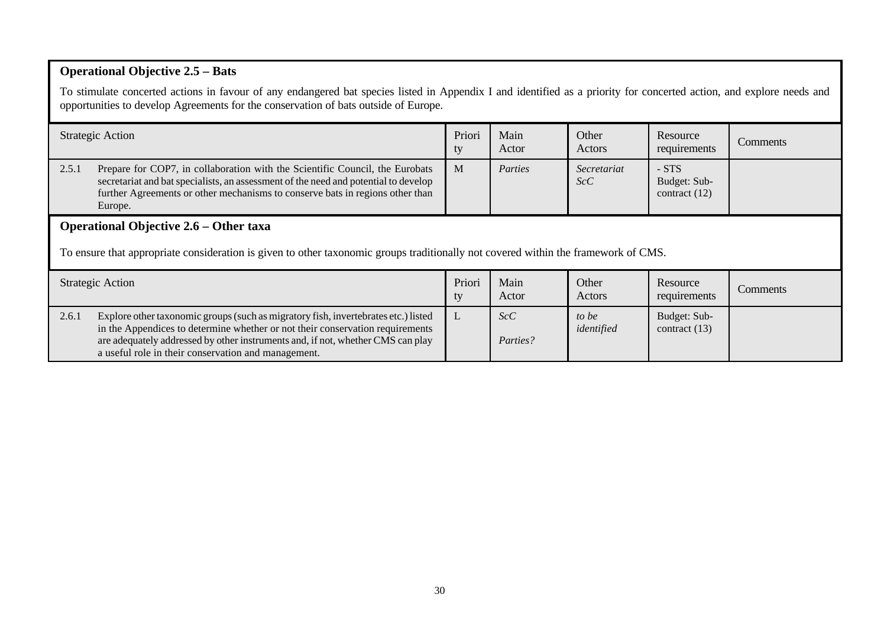**Operational Objective 2.5 – Bats**

To stimulate concerted actions in favour of any endangered bat species listed in Appendix I and identified as a priority for concerted action, and explore needs and opportunities to develop Agreements for the conservation of bats outside of Europe.

| Strategic Action | | Priority | Main Actor | Other Actors | Resource requirements | Comments |
|---|---|---|---|---|---|---|
| 2.5.1 | Prepare for COP7, in collaboration with the Scientific Council, the Eurobats secretariat and bat specialists, an assessment of the need and potential to develop further Agreements or other mechanisms to conserve bats in regions other than Europe. | M | *Parties* | *Secretariat ScC* | - STS Budget: Sub-contract (12) | |

**Operational Objective 2.6 – Other taxa**

To ensure that appropriate consideration is given to other taxonomic groups traditionally not covered within the framework of CMS.

| Strategic Action | | Priority | Main Actor | Other Actors | Resource requirements | Comments |
|---|---|---|---|---|---|---|
| 2.6.1 | Explore other taxonomic groups (such as migratory fish, invertebrates etc.) listed in the Appendices to determine whether or not their conservation requirements are adequately addressed by other instruments and, if not, whether CMS can play a useful role in their conservation and management. | L | *ScC* *Parties?* | *to be identified* | Budget: Sub-contract (13) | |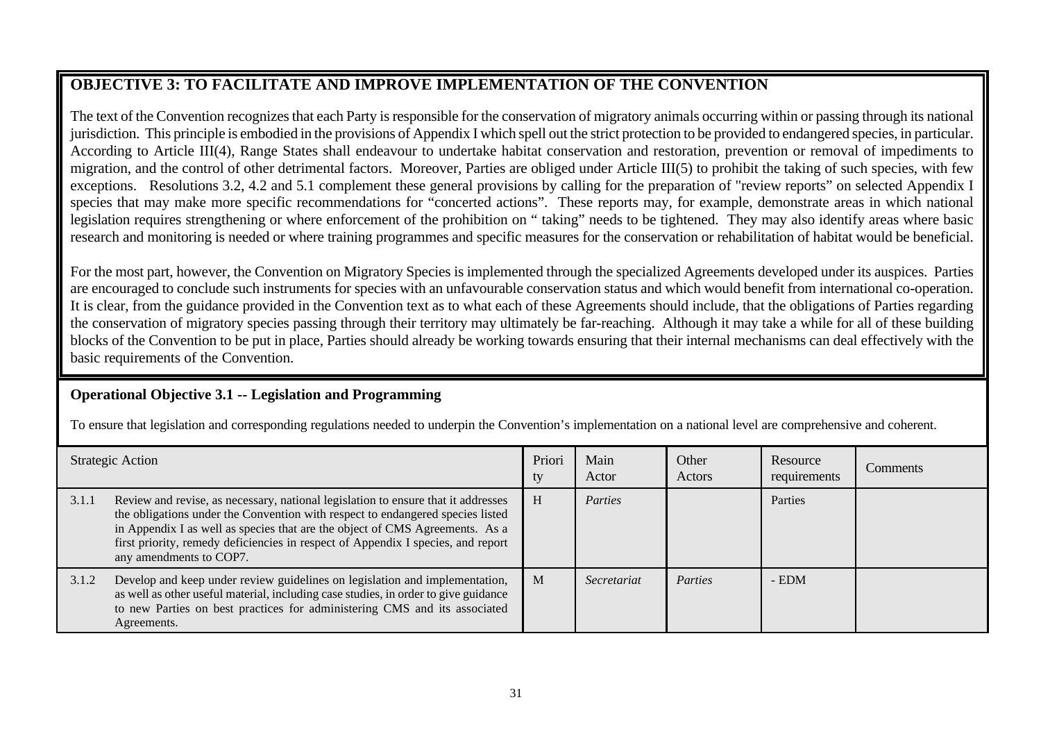## OBJECTIVE 3: TO FACILITATE AND IMPROVE IMPLEMENTATION OF THE CONVENTION

The text of the Convention recognizes that each Party is responsible for the conservation of migratory animals occurring within or passing through its national jurisdiction. This principle is embodied in the provisions of Appendix I which spell out the strict protection to be provided to endangered species, in particular. According to Article III(4), Range States shall endeavour to undertake habitat conservation and restoration, prevention or removal of impediments to migration, and the control of other detrimental factors. Moreover, Parties are obliged under Article III(5) to prohibit the taking of such species, with few exceptions. Resolutions 3.2, 4.2 and 5.1 complement these general provisions by calling for the preparation of "review reports" on selected Appendix I species that may make more specific recommendations for "concerted actions". These reports may, for example, demonstrate areas in which national legislation requires strengthening or where enforcement of the prohibition on " taking" needs to be tightened. They may also identify areas where basic research and monitoring is needed or where training programmes and specific measures for the conservation or rehabilitation of habitat would be beneficial.

For the most part, however, the Convention on Migratory Species is implemented through the specialized Agreements developed under its auspices. Parties are encouraged to conclude such instruments for species with an unfavourable conservation status and which would benefit from international co-operation. It is clear, from the guidance provided in the Convention text as to what each of these Agreements should include, that the obligations of Parties regarding the conservation of migratory species passing through their territory may ultimately be far-reaching. Although it may take a while for all of these building blocks of the Convention to be put in place, Parties should already be working towards ensuring that their internal mechanisms can deal effectively with the basic requirements of the Convention.

### Operational Objective 3.1 -- Legislation and Programming

To ensure that legislation and corresponding regulations needed to underpin the Convention's implementation on a national level are comprehensive and coherent.

| | Strategic Action | Priority | Main Actor | Other Actors | Resource requirements | Comments |
|---|---|---|---|---|---|---|
| 3.1.1 | Review and revise, as necessary, national legislation to ensure that it addresses the obligations under the Convention with respect to endangered species listed in Appendix I as well as species that are the object of CMS Agreements. As a first priority, remedy deficiencies in respect of Appendix I species, and report any amendments to COP7. | H | *Parties* | | Parties | |
| 3.1.2 | Develop and keep under review guidelines on legislation and implementation, as well as other useful material, including case studies, in order to give guidance to new Parties on best practices for administering CMS and its associated Agreements. | M | *Secretariat* | *Parties* | - EDM | |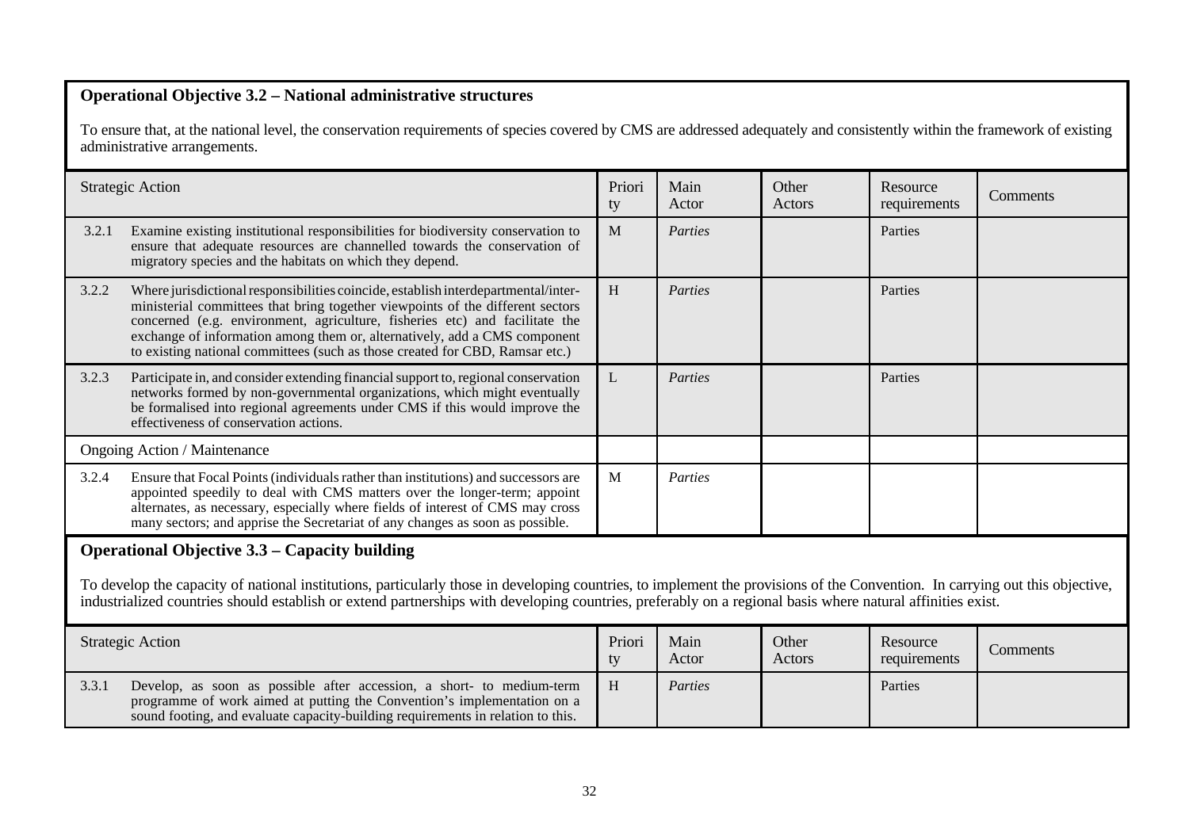### Operational Objective 3.2 – National administrative structures

To ensure that, at the national level, the conservation requirements of species covered by CMS are addressed adequately and consistently within the framework of existing administrative arrangements.

| Strategic Action | | Priority | Main Actor | Other Actors | Resource requirements | Comments |
|---|---|---|---|---|---|---|
| 3.2.1 | Examine existing institutional responsibilities for biodiversity conservation to ensure that adequate resources are channelled towards the conservation of migratory species and the habitats on which they depend. | M | *Parties* | | Parties | |
| 3.2.2 | Where jurisdictional responsibilities coincide, establish interdepartmental/inter-ministerial committees that bring together viewpoints of the different sectors concerned (e.g. environment, agriculture, fisheries etc) and facilitate the exchange of information among them or, alternatively, add a CMS component to existing national committees (such as those created for CBD, Ramsar etc.) | H | *Parties* | | Parties | |
| 3.2.3 | Participate in, and consider extending financial support to, regional conservation networks formed by non-governmental organizations, which might eventually be formalised into regional agreements under CMS if this would improve the effectiveness of conservation actions. | L | *Parties* | | Parties | |
| Ongoing Action / Maintenance | | | | | | |
| 3.2.4 | Ensure that Focal Points (individuals rather than institutions) and successors are appointed speedily to deal with CMS matters over the longer-term; appoint alternates, as necessary, especially where fields of interest of CMS may cross many sectors; and apprise the Secretariat of any changes as soon as possible. | M | *Parties* | | | |

### Operational Objective 3.3 – Capacity building

To develop the capacity of national institutions, particularly those in developing countries, to implement the provisions of the Convention. In carrying out this objective, industrialized countries should establish or extend partnerships with developing countries, preferably on a regional basis where natural affinities exist.

| Strategic Action | | Priority | Main Actor | Other Actors | Resource requirements | Comments |
|---|---|---|---|---|---|---|
| 3.3.1 | Develop, as soon as possible after accession, a short- to medium-term programme of work aimed at putting the Convention's implementation on a sound footing, and evaluate capacity-building requirements in relation to this. | H | *Parties* | | Parties | |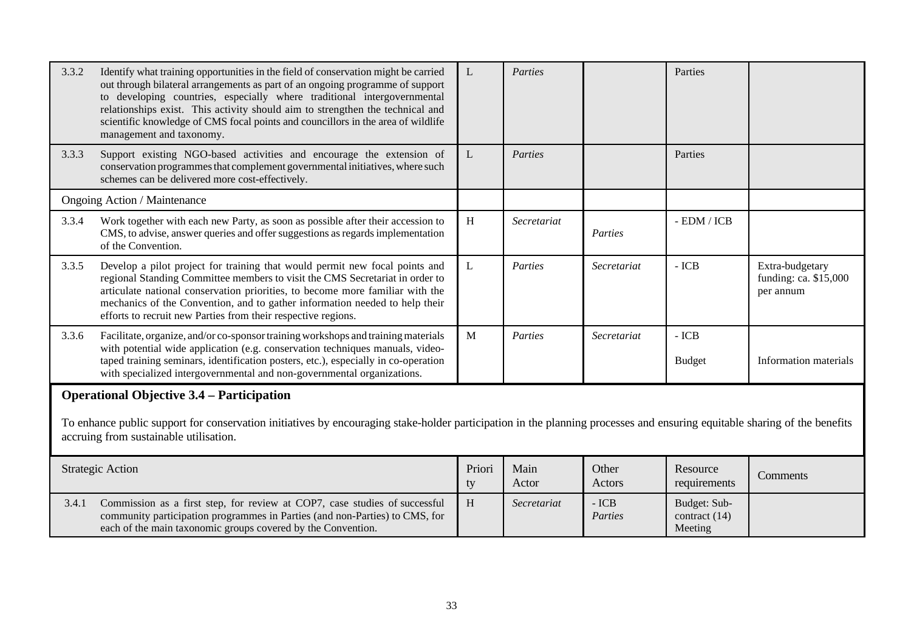| | Strategic Action | Priority | Main Actor | Other Actors | Resource requirements | Comments |
|---|---|---|---|---|---|---|
| 3.3.2 | Identify what training opportunities in the field of conservation might be carried out through bilateral arrangements as part of an ongoing programme of support to developing countries, especially where traditional intergovernmental relationships exist. This activity should aim to strengthen the technical and scientific knowledge of CMS focal points and councillors in the area of wildlife management and taxonomy. | L | *Parties* | | Parties | |
| 3.3.3 | Support existing NGO-based activities and encourage the extension of conservation programmes that complement governmental initiatives, where such schemes can be delivered more cost-effectively. | L | *Parties* | | Parties | |
| | Ongoing Action / Maintenance | | | | | |
| 3.3.4 | Work together with each new Party, as soon as possible after their accession to CMS, to advise, answer queries and offer suggestions as regards implementation of the Convention. | H | *Secretariat* | *Parties* | - EDM / ICB | |
| 3.3.5 | Develop a pilot project for training that would permit new focal points and regional Standing Committee members to visit the CMS Secretariat in order to articulate national conservation priorities, to become more familiar with the mechanics of the Convention, and to gather information needed to help their efforts to recruit new Parties from their respective regions. | L | *Parties* | *Secretariat* | - ICB | Extra-budgetary funding: ca. $15,000 per annum |
| 3.3.6 | Facilitate, organize, and/or co-sponsor training workshops and training materials with potential wide application (e.g. conservation techniques manuals, video-taped training seminars, identification posters, etc.), especially in co-operation with specialized intergovernmental and non-governmental organizations. | M | *Parties* | *Secretariat* | - ICB<br>Budget | Information materials |

**Operational Objective 3.4 – Participation**

To enhance public support for conservation initiatives by encouraging stake-holder participation in the planning processes and ensuring equitable sharing of the benefits accruing from sustainable utilisation.

| | Strategic Action | Priority | Main Actor | Other Actors | Resource requirements | Comments |
|---|---|---|---|---|---|---|
| 3.4.1 | Commission as a first step, for review at COP7, case studies of successful community participation programmes in Parties (and non-Parties) to CMS, for each of the main taxonomic groups covered by the Convention. | H | *Secretariat* | - ICB<br>*Parties* | Budget: Sub-contract (14) Meeting | |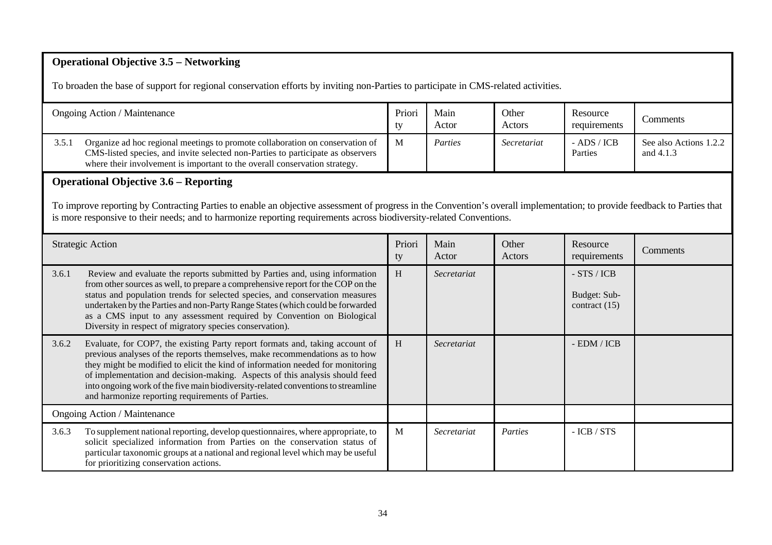### Operational Objective 3.5 – Networking

To broaden the base of support for regional conservation efforts by inviting non-Parties to participate in CMS-related activities.

| Ongoing Action / Maintenance | Priority | Main Actor | Other Actors | Resource requirements | Comments |
|---|---|---|---|---|---|
| 3.5.1 Organize ad hoc regional meetings to promote collaboration on conservation of CMS-listed species, and invite selected non-Parties to participate as observers where their involvement is important to the overall conservation strategy. | M | *Parties* | *Secretariat* | - ADS / ICB Parties | See also Actions 1.2.2 and 4.1.3 |

### Operational Objective 3.6 – Reporting

To improve reporting by Contracting Parties to enable an objective assessment of progress in the Convention's overall implementation; to provide feedback to Parties that is more responsive to their needs; and to harmonize reporting requirements across biodiversity-related Conventions.

| Strategic Action | Priority | Main Actor | Other Actors | Resource requirements | Comments |
|---|---|---|---|---|---|
| 3.6.1 Review and evaluate the reports submitted by Parties and, using information from other sources as well, to prepare a comprehensive report for the COP on the status and population trends for selected species, and conservation measures undertaken by the Parties and non-Party Range States (which could be forwarded as a CMS input to any assessment required by Convention on Biological Diversity in respect of migratory species conservation). | H | *Secretariat* | | - STS / ICB<br><br>Budget: Sub-contract (15) | |
| 3.6.2 Evaluate, for COP7, the existing Party report formats and, taking account of previous analyses of the reports themselves, make recommendations as to how they might be modified to elicit the kind of information needed for monitoring of implementation and decision-making. Aspects of this analysis should feed into ongoing work of the five main biodiversity-related conventions to streamline and harmonize reporting requirements of Parties. | H | *Secretariat* | | - EDM / ICB | |
| Ongoing Action / Maintenance | | | | | |
| 3.6.3 To supplement national reporting, develop questionnaires, where appropriate, to solicit specialized information from Parties on the conservation status of particular taxonomic groups at a national and regional level which may be useful for prioritizing conservation actions. | M | *Secretariat* | *Parties* | - ICB / STS | |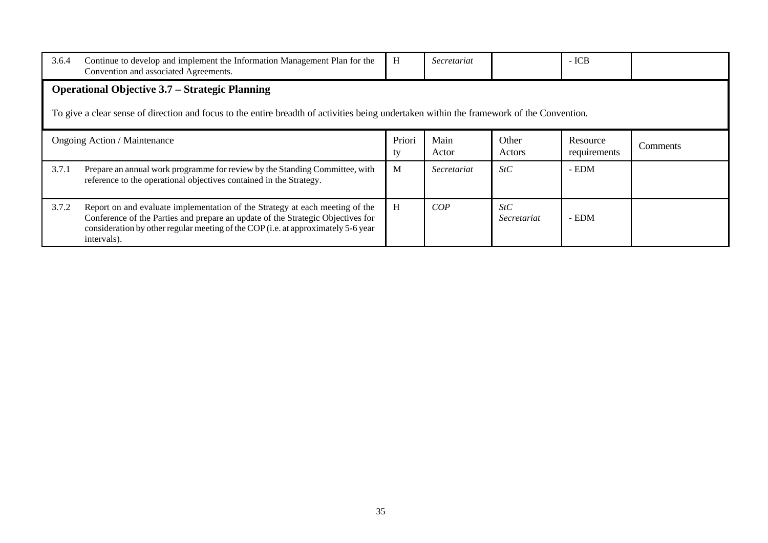| | | | | | | |
|---|---|---|---|---|---|---|
| 3.6.4 | Continue to develop and implement the Information Management Plan for the Convention and associated Agreements. | H | *Secretariat* | | - ICB | |

**Operational Objective 3.7 – Strategic Planning**

To give a clear sense of direction and focus to the entire breadth of activities being undertaken within the framework of the Convention.

| Ongoing Action / Maintenance | | Priority | Main Actor | Other Actors | Resource requirements | Comments |
|---|---|---|---|---|---|---|
| 3.7.1 | Prepare an annual work programme for review by the Standing Committee, with reference to the operational objectives contained in the Strategy. | M | *Secretariat* | *StC* | - EDM | |
| 3.7.2 | Report on and evaluate implementation of the Strategy at each meeting of the Conference of the Parties and prepare an update of the Strategic Objectives for consideration by other regular meeting of the COP (i.e. at approximately 5-6 year intervals). | H | *COP* | *StC* *Secretariat* | - EDM | |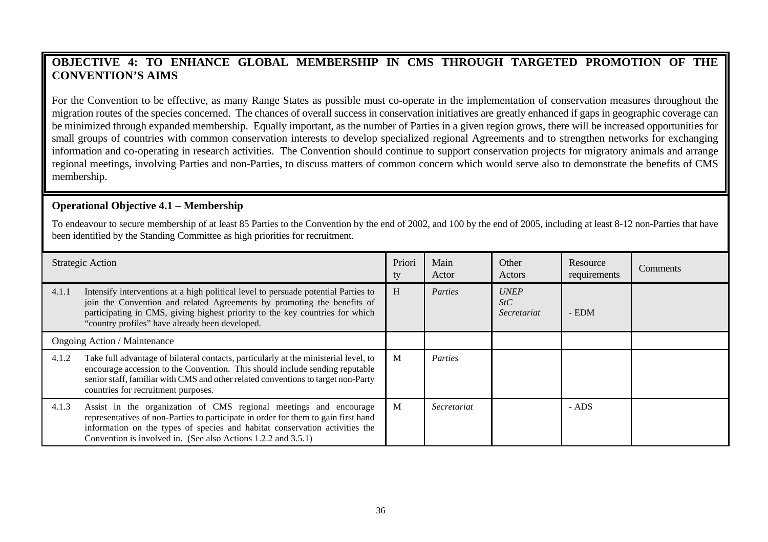## OBJECTIVE 4: TO ENHANCE GLOBAL MEMBERSHIP IN CMS THROUGH TARGETED PROMOTION OF THE CONVENTION'S AIMS

For the Convention to be effective, as many Range States as possible must co-operate in the implementation of conservation measures throughout the migration routes of the species concerned. The chances of overall success in conservation initiatives are greatly enhanced if gaps in geographic coverage can be minimized through expanded membership. Equally important, as the number of Parties in a given region grows, there will be increased opportunities for small groups of countries with common conservation interests to develop specialized regional Agreements and to strengthen networks for exchanging information and co-operating in research activities. The Convention should continue to support conservation projects for migratory animals and arrange regional meetings, involving Parties and non-Parties, to discuss matters of common concern which would serve also to demonstrate the benefits of CMS membership.

### Operational Objective 4.1 – Membership

To endeavour to secure membership of at least 85 Parties to the Convention by the end of 2002, and 100 by the end of 2005, including at least 8-12 non-Parties that have been identified by the Standing Committee as high priorities for recruitment.

| Strategic Action | | Priority | Main Actor | Other Actors | Resource requirements | Comments |
|---|---|---|---|---|---|---|
| 4.1.1 | Intensify interventions at a high political level to persuade potential Parties to join the Convention and related Agreements by promoting the benefits of participating in CMS, giving highest priority to the key countries for which "country profiles" have already been developed. | H | *Parties* | *UNEP*<br>*StC*<br>*Secretariat* | - EDM | |
| Ongoing Action / Maintenance | | | | | | |
| 4.1.2 | Take full advantage of bilateral contacts, particularly at the ministerial level, to encourage accession to the Convention. This should include sending reputable senior staff, familiar with CMS and other related conventions to target non-Party countries for recruitment purposes. | M | *Parties* | | | |
| 4.1.3 | Assist in the organization of CMS regional meetings and encourage representatives of non-Parties to participate in order for them to gain first hand information on the types of species and habitat conservation activities the Convention is involved in. (See also Actions 1.2.2 and 3.5.1) | M | *Secretariat* | | - ADS | |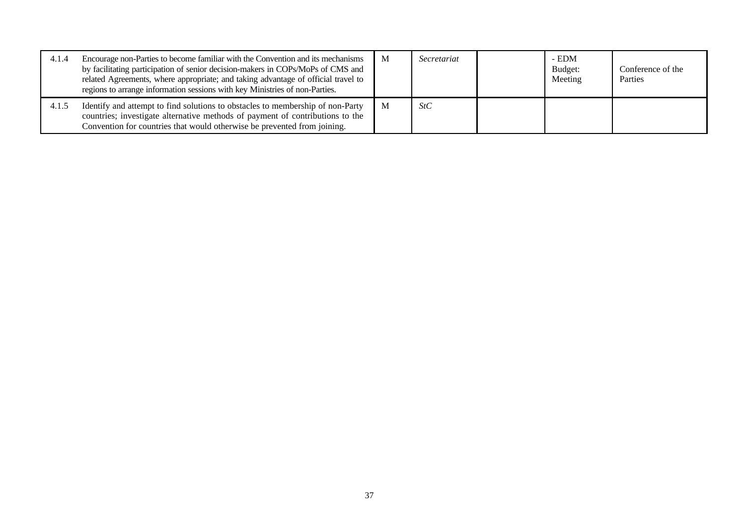| | | | | | | |
|---|---|---|---|---|---|---|
| 4.1.4 | Encourage non-Parties to become familiar with the Convention and its mechanisms by facilitating participation of senior decision-makers in COPs/MoPs of CMS and related Agreements, where appropriate; and taking advantage of official travel to regions to arrange information sessions with key Ministries of non-Parties. | M | *Secretariat* | | - EDM<br>Budget:<br>Meeting | Conference of the Parties |
| 4.1.5 | Identify and attempt to find solutions to obstacles to membership of non-Party countries; investigate alternative methods of payment of contributions to the Convention for countries that would otherwise be prevented from joining. | M | *StC* | | | |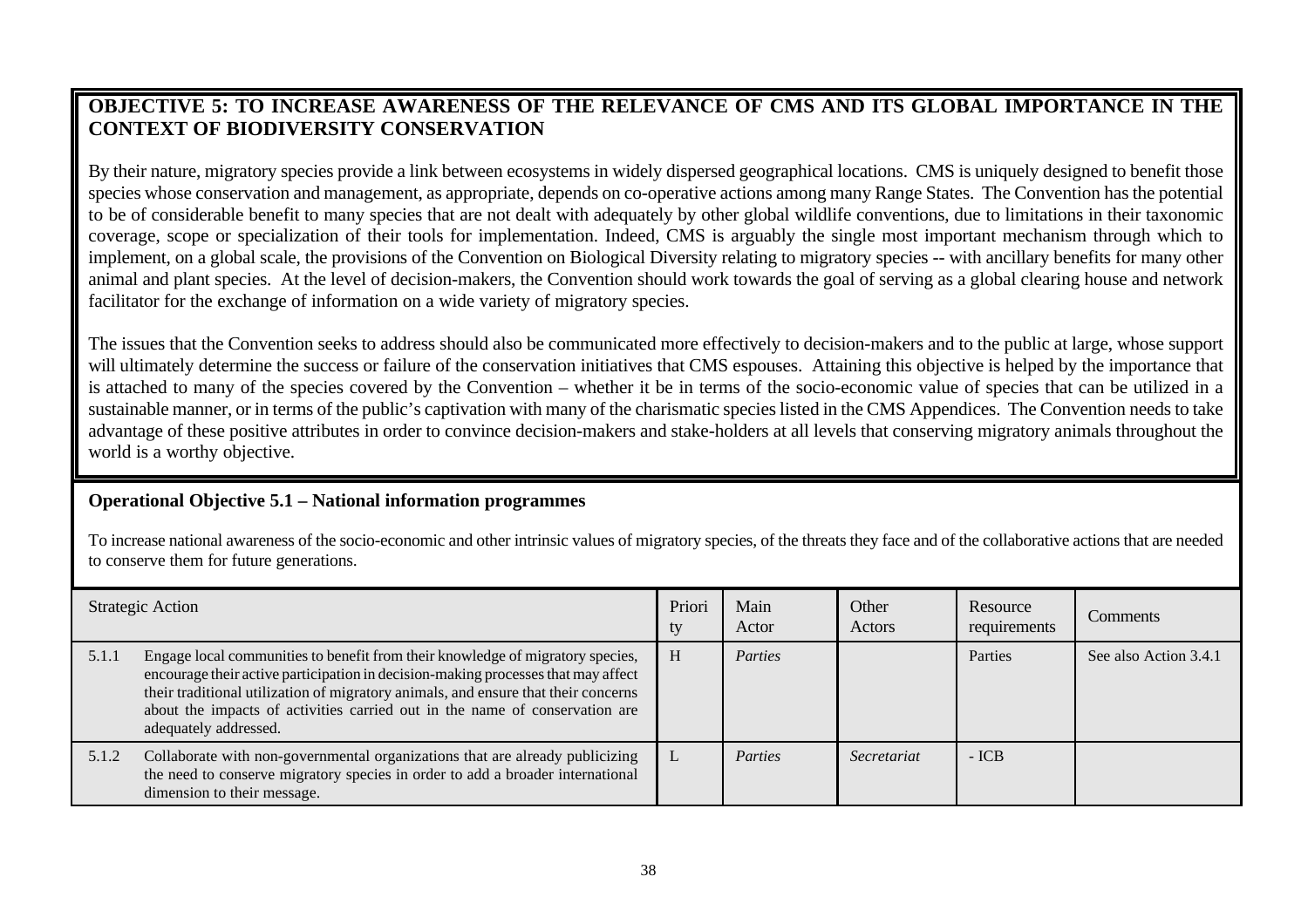## OBJECTIVE 5: TO INCREASE AWARENESS OF THE RELEVANCE OF CMS AND ITS GLOBAL IMPORTANCE IN THE CONTEXT OF BIODIVERSITY CONSERVATION

By their nature, migratory species provide a link between ecosystems in widely dispersed geographical locations. CMS is uniquely designed to benefit those species whose conservation and management, as appropriate, depends on co-operative actions among many Range States. The Convention has the potential to be of considerable benefit to many species that are not dealt with adequately by other global wildlife conventions, due to limitations in their taxonomic coverage, scope or specialization of their tools for implementation. Indeed, CMS is arguably the single most important mechanism through which to implement, on a global scale, the provisions of the Convention on Biological Diversity relating to migratory species -- with ancillary benefits for many other animal and plant species. At the level of decision-makers, the Convention should work towards the goal of serving as a global clearing house and network facilitator for the exchange of information on a wide variety of migratory species.

The issues that the Convention seeks to address should also be communicated more effectively to decision-makers and to the public at large, whose support will ultimately determine the success or failure of the conservation initiatives that CMS espouses. Attaining this objective is helped by the importance that is attached to many of the species covered by the Convention – whether it be in terms of the socio-economic value of species that can be utilized in a sustainable manner, or in terms of the public's captivation with many of the charismatic species listed in the CMS Appendices. The Convention needs to take advantage of these positive attributes in order to convince decision-makers and stake-holders at all levels that conserving migratory animals throughout the world is a worthy objective.

### Operational Objective 5.1 – National information programmes

To increase national awareness of the socio-economic and other intrinsic values of migratory species, of the threats they face and of the collaborative actions that are needed to conserve them for future generations.

| | Strategic Action | Priority | Main Actor | Other Actors | Resource requirements | Comments |
|---|---|---|---|---|---|---|
| 5.1.1 | Engage local communities to benefit from their knowledge of migratory species, encourage their active participation in decision-making processes that may affect their traditional utilization of migratory animals, and ensure that their concerns about the impacts of activities carried out in the name of conservation are adequately addressed. | H | *Parties* | | Parties | See also Action 3.4.1 |
| 5.1.2 | Collaborate with non-governmental organizations that are already publicizing the need to conserve migratory species in order to add a broader international dimension to their message. | L | *Parties* | *Secretariat* | - ICB | |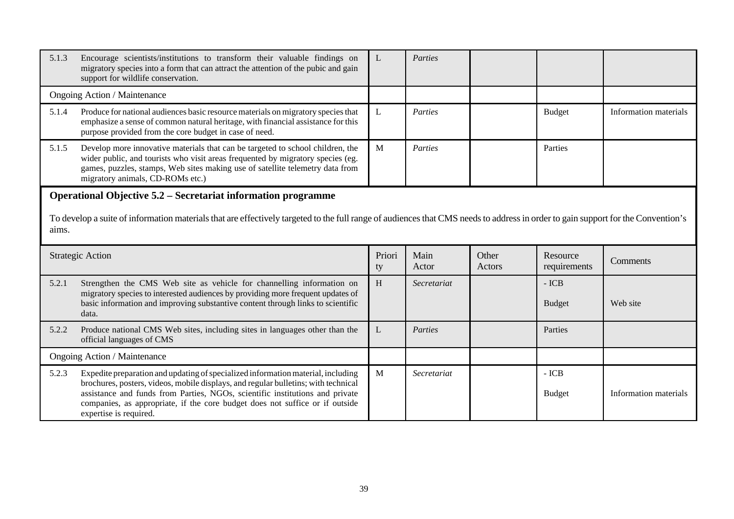| | | | | | |
|---|---|---|---|---|---|
| 5.1.3 Encourage scientists/institutions to transform their valuable findings on migratory species into a form that can attract the attention of the pubic and gain support for wildlife conservation. | L | *Parties* | | | |
| Ongoing Action / Maintenance | | | | | |
| 5.1.4 Produce for national audiences basic resource materials on migratory species that emphasize a sense of common natural heritage, with financial assistance for this purpose provided from the core budget in case of need. | L | *Parties* | | Budget | Information materials |
| 5.1.5 Develop more innovative materials that can be targeted to school children, the wider public, and tourists who visit areas frequented by migratory species (eg. games, puzzles, stamps, Web sites making use of satellite telemetry data from migratory animals, CD-ROMs etc.) | M | *Parties* | | Parties | |

**Operational Objective 5.2 – Secretariat information programme**

To develop a suite of information materials that are effectively targeted to the full range of audiences that CMS needs to address in order to gain support for the Convention's aims.

| Strategic Action | Priority | Main Actor | Other Actors | Resource requirements | Comments |
|---|---|---|---|---|---|
| 5.2.1 Strengthen the CMS Web site as vehicle for channelling information on migratory species to interested audiences by providing more frequent updates of basic information and improving substantive content through links to scientific data. | H | *Secretariat* | | - ICB<br>Budget | Web site |
| 5.2.2 Produce national CMS Web sites, including sites in languages other than the official languages of CMS | L | *Parties* | | Parties | |
| Ongoing Action / Maintenance | | | | | |
| 5.2.3 Expedite preparation and updating of specialized information material, including brochures, posters, videos, mobile displays, and regular bulletins; with technical assistance and funds from Parties, NGOs, scientific institutions and private companies, as appropriate, if the core budget does not suffice or if outside expertise is required. | M | *Secretariat* | | - ICB<br>Budget | Information materials |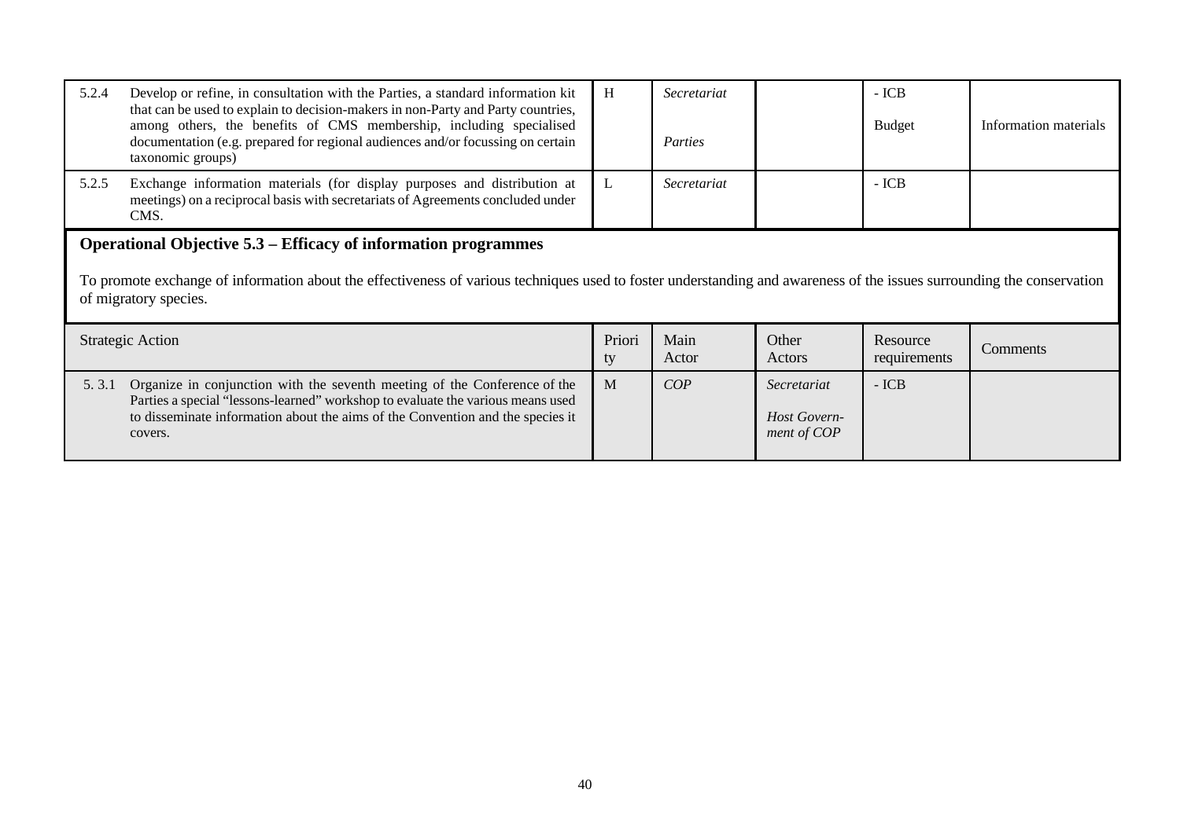| | Strategic Action | Priority | Main Actor | Other Actors | Resource requirements | Comments |
|---|---|---|---|---|---|---|
| 5.2.4 | Develop or refine, in consultation with the Parties, a standard information kit that can be used to explain to decision-makers in non-Party and Party countries, among others, the benefits of CMS membership, including specialised documentation (e.g. prepared for regional audiences and/or focussing on certain taxonomic groups) | H | *Secretariat* *Parties* | | - ICB Budget | Information materials |
| 5.2.5 | Exchange information materials (for display purposes and distribution at meetings) on a reciprocal basis with secretariats of Agreements concluded under CMS. | L | *Secretariat* | | - ICB | |

**Operational Objective 5.3 – Efficacy of information programmes**

To promote exchange of information about the effectiveness of various techniques used to foster understanding and awareness of the issues surrounding the conservation of migratory species.

| Strategic Action | | Priority | Main Actor | Other Actors | Resource requirements | Comments |
|---|---|---|---|---|---|---|
| 5. 3.1 | Organize in conjunction with the seventh meeting of the Conference of the Parties a special "lessons-learned" workshop to evaluate the various means used to disseminate information about the aims of the Convention and the species it covers. | M | *COP* | *Secretariat* *Host Government of COP* | - ICB | |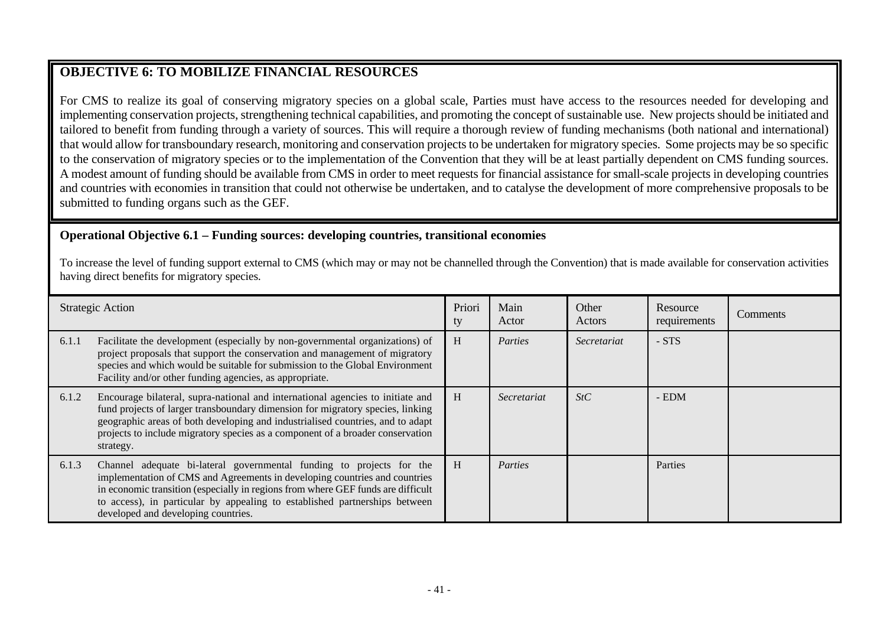## OBJECTIVE 6: TO MOBILIZE FINANCIAL RESOURCES

For CMS to realize its goal of conserving migratory species on a global scale, Parties must have access to the resources needed for developing and implementing conservation projects, strengthening technical capabilities, and promoting the concept of sustainable use. New projects should be initiated and tailored to benefit from funding through a variety of sources. This will require a thorough review of funding mechanisms (both national and international) that would allow for transboundary research, monitoring and conservation projects to be undertaken for migratory species. Some projects may be so specific to the conservation of migratory species or to the implementation of the Convention that they will be at least partially dependent on CMS funding sources. A modest amount of funding should be available from CMS in order to meet requests for financial assistance for small-scale projects in developing countries and countries with economies in transition that could not otherwise be undertaken, and to catalyse the development of more comprehensive proposals to be submitted to funding organs such as the GEF.

### Operational Objective 6.1 – Funding sources: developing countries, transitional economies

To increase the level of funding support external to CMS (which may or may not be channelled through the Convention) that is made available for conservation activities having direct benefits for migratory species.

| | Strategic Action | Priority | Main Actor | Other Actors | Resource requirements | Comments |
|---|---|---|---|---|---|---|
| 6.1.1 | Facilitate the development (especially by non-governmental organizations) of project proposals that support the conservation and management of migratory species and which would be suitable for submission to the Global Environment Facility and/or other funding agencies, as appropriate. | H | *Parties* | *Secretariat* | - STS | |
| 6.1.2 | Encourage bilateral, supra-national and international agencies to initiate and fund projects of larger transboundary dimension for migratory species, linking geographic areas of both developing and industrialised countries, and to adapt projects to include migratory species as a component of a broader conservation strategy. | H | *Secretariat* | *StC* | - EDM | |
| 6.1.3 | Channel adequate bi-lateral governmental funding to projects for the implementation of CMS and Agreements in developing countries and countries in economic transition (especially in regions from where GEF funds are difficult to access), in particular by appealing to established partnerships between developed and developing countries. | H | *Parties* | | Parties | |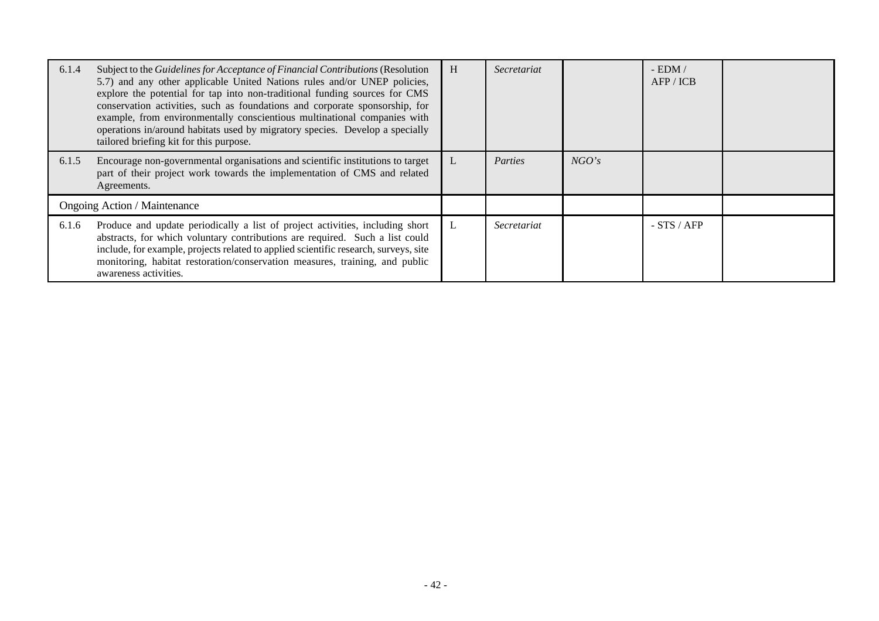| | | | | | | |
|---|---|---|---|---|---|---|
| 6.1.4 | Subject to the *Guidelines for Acceptance of Financial Contributions* (Resolution 5.7) and any other applicable United Nations rules and/or UNEP policies, explore the potential for tap into non-traditional funding sources for CMS conservation activities, such as foundations and corporate sponsorship, for example, from environmentally conscientious multinational companies with operations in/around habitats used by migratory species. Develop a specially tailored briefing kit for this purpose. | H | *Secretariat* | | - EDM / AFP / ICB | |
| 6.1.5 | Encourage non-governmental organisations and scientific institutions to target part of their project work towards the implementation of CMS and related Agreements. | L | *Parties* | *NGO's* | | |
| Ongoing Action / Maintenance | | | | | | |
| 6.1.6 | Produce and update periodically a list of project activities, including short abstracts, for which voluntary contributions are required. Such a list could include, for example, projects related to applied scientific research, surveys, site monitoring, habitat restoration/conservation measures, training, and public awareness activities. | L | *Secretariat* | | - STS / AFP | |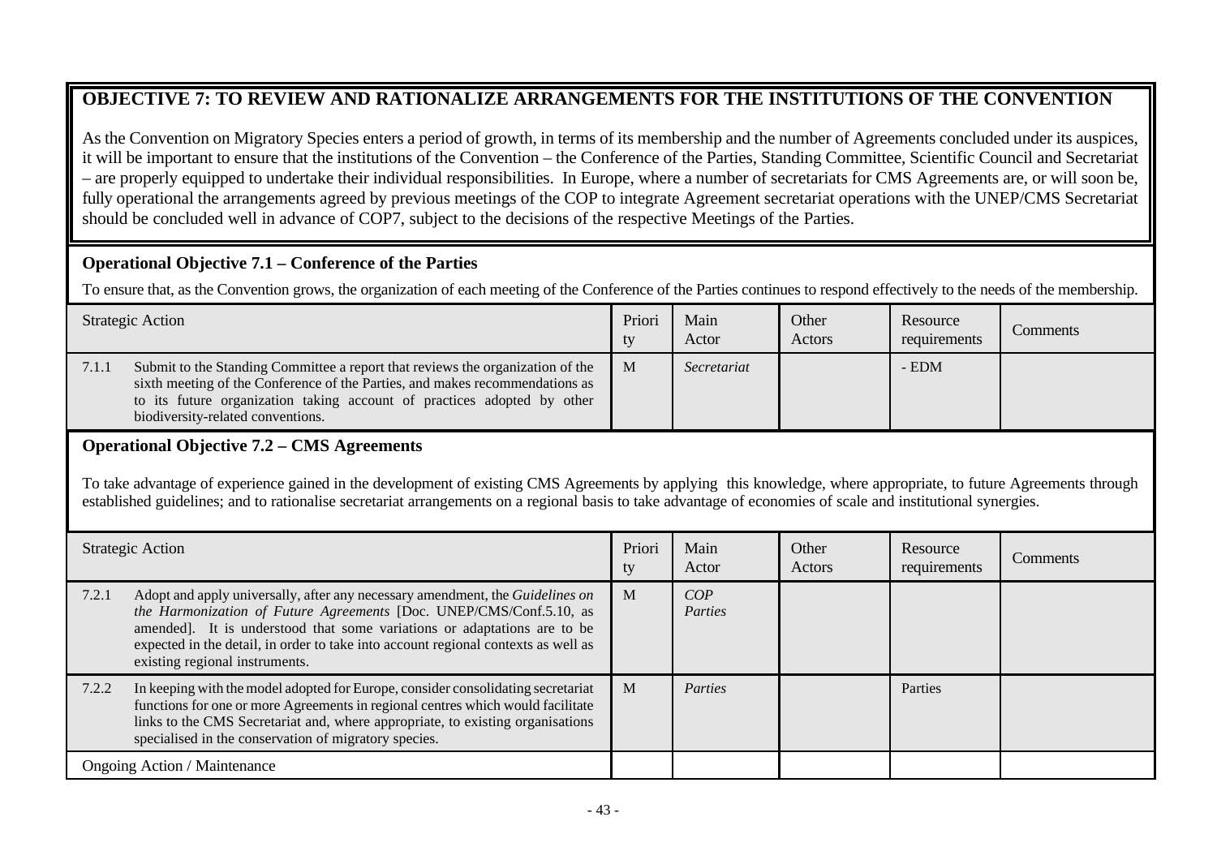## OBJECTIVE 7: TO REVIEW AND RATIONALIZE ARRANGEMENTS FOR THE INSTITUTIONS OF THE CONVENTION

As the Convention on Migratory Species enters a period of growth, in terms of its membership and the number of Agreements concluded under its auspices, it will be important to ensure that the institutions of the Convention – the Conference of the Parties, Standing Committee, Scientific Council and Secretariat – are properly equipped to undertake their individual responsibilities. In Europe, where a number of secretariats for CMS Agreements are, or will soon be, fully operational the arrangements agreed by previous meetings of the COP to integrate Agreement secretariat operations with the UNEP/CMS Secretariat should be concluded well in advance of COP7, subject to the decisions of the respective Meetings of the Parties.

### Operational Objective 7.1 – Conference of the Parties

To ensure that, as the Convention grows, the organization of each meeting of the Conference of the Parties continues to respond effectively to the needs of the membership.

| Strategic Action | Priority | Main Actor | Other Actors | Resource requirements | Comments |
|---|---|---|---|---|---|
| 7.1.1 Submit to the Standing Committee a report that reviews the organization of the sixth meeting of the Conference of the Parties, and makes recommendations as to its future organization taking account of practices adopted by other biodiversity-related conventions. | M | *Secretariat* | | - EDM | |

### Operational Objective 7.2 – CMS Agreements

To take advantage of experience gained in the development of existing CMS Agreements by applying this knowledge, where appropriate, to future Agreements through established guidelines; and to rationalise secretariat arrangements on a regional basis to take advantage of economies of scale and institutional synergies.

| Strategic Action | Priority | Main Actor | Other Actors | Resource requirements | Comments |
|---|---|---|---|---|---|
| 7.2.1 Adopt and apply universally, after any necessary amendment, the *Guidelines on the Harmonization of Future Agreements* [Doc. UNEP/CMS/Conf.5.10, as amended]. It is understood that some variations or adaptations are to be expected in the detail, in order to take into account regional contexts as well as existing regional instruments. | M | *COP Parties* | | | |
| 7.2.2 In keeping with the model adopted for Europe, consider consolidating secretariat functions for one or more Agreements in regional centres which would facilitate links to the CMS Secretariat and, where appropriate, to existing organisations specialised in the conservation of migratory species. | M | *Parties* | | Parties | |
| Ongoing Action / Maintenance | | | | | |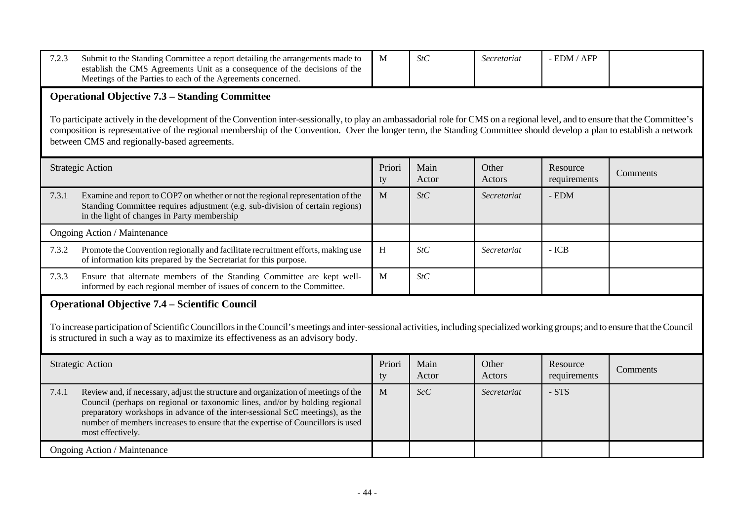| | Strategic Action | Priority | Main Actor | Other Actors | Resource requirements | Comments |
|---|---|---|---|---|---|---|
| 7.2.3 | Submit to the Standing Committee a report detailing the arrangements made to establish the CMS Agreements Unit as a consequence of the decisions of the Meetings of the Parties to each of the Agreements concerned. | M | *StC* | *Secretariat* | - EDM / AFP | |

**Operational Objective 7.3 – Standing Committee**

To participate actively in the development of the Convention inter-sessionally, to play an ambassadorial role for CMS on a regional level, and to ensure that the Committee's composition is representative of the regional membership of the Convention. Over the longer term, the Standing Committee should develop a plan to establish a network between CMS and regionally-based agreements.

| | Strategic Action | Priority | Main Actor | Other Actors | Resource requirements | Comments |
|---|---|---|---|---|---|---|
| 7.3.1 | Examine and report to COP7 on whether or not the regional representation of the Standing Committee requires adjustment (e.g. sub-division of certain regions) in the light of changes in Party membership | M | *StC* | *Secretariat* | - EDM | |
| | Ongoing Action / Maintenance | | | | | |
| 7.3.2 | Promote the Convention regionally and facilitate recruitment efforts, making use of information kits prepared by the Secretariat for this purpose. | H | *StC* | *Secretariat* | - ICB | |
| 7.3.3 | Ensure that alternate members of the Standing Committee are kept well-informed by each regional member of issues of concern to the Committee. | M | *StC* | | | |

**Operational Objective 7.4 – Scientific Council**

To increase participation of Scientific Councillors in the Council's meetings and inter-sessional activities, including specialized working groups; and to ensure that the Council is structured in such a way as to maximize its effectiveness as an advisory body.

| | Strategic Action | Priority | Main Actor | Other Actors | Resource requirements | Comments |
|---|---|---|---|---|---|---|
| 7.4.1 | Review and, if necessary, adjust the structure and organization of meetings of the Council (perhaps on regional or taxonomic lines, and/or by holding regional preparatory workshops in advance of the inter-sessional ScC meetings), as the number of members increases to ensure that the expertise of Councillors is used most effectively. | M | *ScC* | *Secretariat* | - STS | |
| | Ongoing Action / Maintenance | | | | | |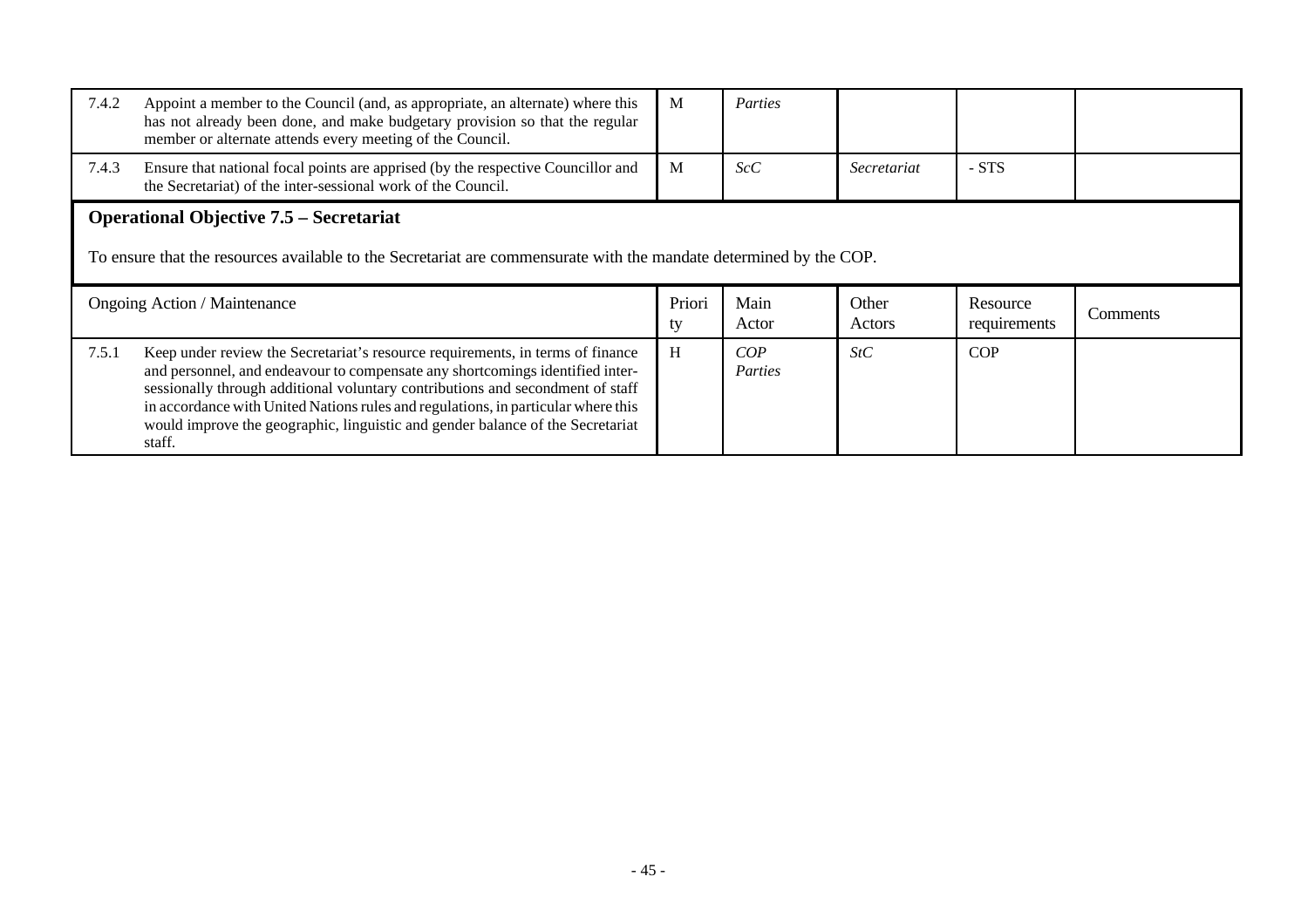| | | | | | | |
|---|---|---|---|---|---|---|
| 7.4.2 | Appoint a member to the Council (and, as appropriate, an alternate) where this has not already been done, and make budgetary provision so that the regular member or alternate attends every meeting of the Council. | M | *Parties* | | | |
| 7.4.3 | Ensure that national focal points are apprised (by the respective Councillor and the Secretariat) of the inter-sessional work of the Council. | M | *ScC* | *Secretariat* | - STS | |

**Operational Objective 7.5 – Secretariat**

To ensure that the resources available to the Secretariat are commensurate with the mandate determined by the COP.

| Ongoing Action / Maintenance | | Priority | Main Actor | Other Actors | Resource requirements | Comments |
|---|---|---|---|---|---|---|
| 7.5.1 | Keep under review the Secretariat's resource requirements, in terms of finance and personnel, and endeavour to compensate any shortcomings identified inter-sessionally through additional voluntary contributions and secondment of staff in accordance with United Nations rules and regulations, in particular where this would improve the geographic, linguistic and gender balance of the Secretariat staff. | H | *COP* *Parties* | *StC* | COP | |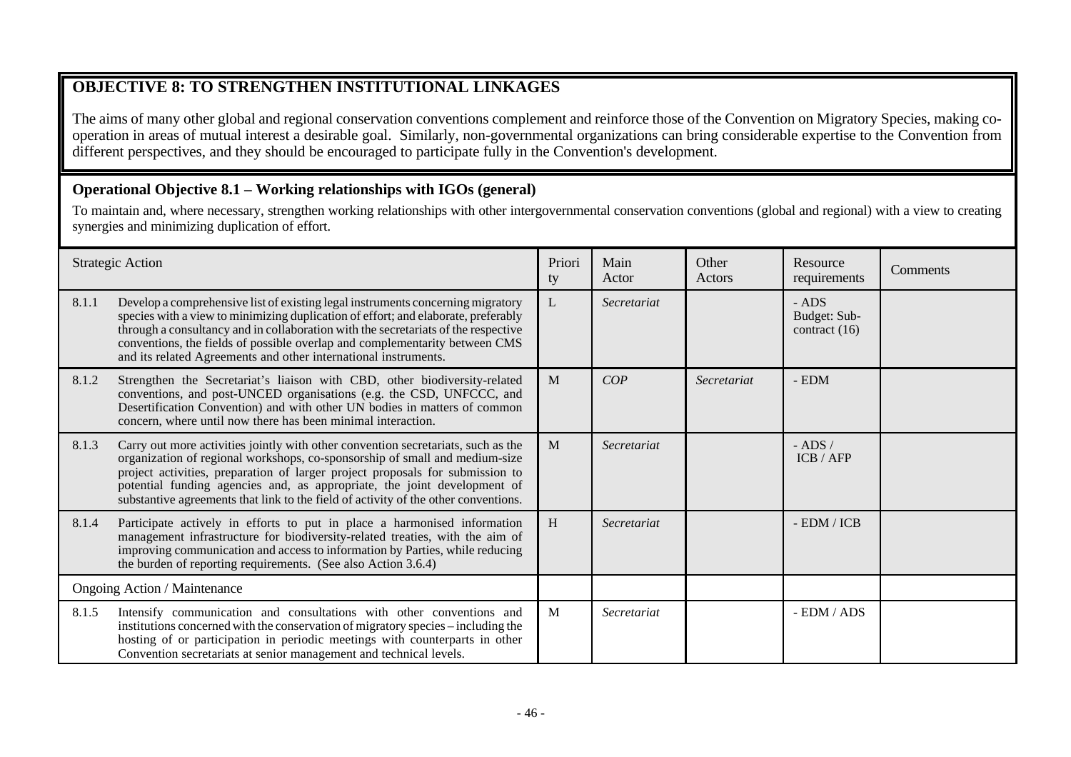## OBJECTIVE 8: TO STRENGTHEN INSTITUTIONAL LINKAGES

The aims of many other global and regional conservation conventions complement and reinforce those of the Convention on Migratory Species, making co-operation in areas of mutual interest a desirable goal. Similarly, non-governmental organizations can bring considerable expertise to the Convention from different perspectives, and they should be encouraged to participate fully in the Convention's development.

### Operational Objective 8.1 – Working relationships with IGOs (general)

To maintain and, where necessary, strengthen working relationships with other intergovernmental conservation conventions (global and regional) with a view to creating synergies and minimizing duplication of effort.

| | Strategic Action | Priority | Main Actor | Other Actors | Resource requirements | Comments |
|---|---|---|---|---|---|---|
| 8.1.1 | Develop a comprehensive list of existing legal instruments concerning migratory species with a view to minimizing duplication of effort; and elaborate, preferably through a consultancy and in collaboration with the secretariats of the respective conventions, the fields of possible overlap and complementarity between CMS and its related Agreements and other international instruments. | L | *Secretariat* | | - ADS Budget: Sub-contract (16) | |
| 8.1.2 | Strengthen the Secretariat's liaison with CBD, other biodiversity-related conventions, and post-UNCED organisations (e.g. the CSD, UNFCCC, and Desertification Convention) and with other UN bodies in matters of common concern, where until now there has been minimal interaction. | M | *COP* | *Secretariat* | - EDM | |
| 8.1.3 | Carry out more activities jointly with other convention secretariats, such as the organization of regional workshops, co-sponsorship of small and medium-size project activities, preparation of larger project proposals for submission to potential funding agencies and, as appropriate, the joint development of substantive agreements that link to the field of activity of the other conventions. | M | *Secretariat* | | - ADS / ICB / AFP | |
| 8.1.4 | Participate actively in efforts to put in place a harmonised information management infrastructure for biodiversity-related treaties, with the aim of improving communication and access to information by Parties, while reducing the burden of reporting requirements. (See also Action 3.6.4) | H | *Secretariat* | | - EDM / ICB | |
| | Ongoing Action / Maintenance | | | | | |
| 8.1.5 | Intensify communication and consultations with other conventions and institutions concerned with the conservation of migratory species – including the hosting of or participation in periodic meetings with counterparts in other Convention secretariats at senior management and technical levels. | M | *Secretariat* | | - EDM / ADS | |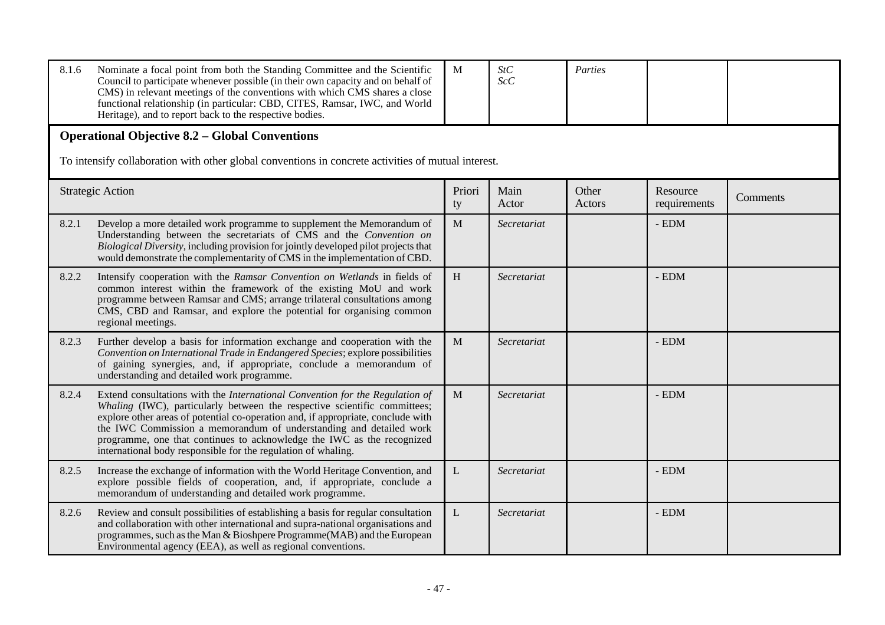| | | | | | | |
|---|---|---|---|---|---|---|
| 8.1.6 | Nominate a focal point from both the Standing Committee and the Scientific Council to participate whenever possible (in their own capacity and on behalf of CMS) in relevant meetings of the conventions with which CMS shares a close functional relationship (in particular: CBD, CITES, Ramsar, IWC, and World Heritage), and to report back to the respective bodies. | M | *StC* *ScC* | *Parties* | | |

**Operational Objective 8.2 – Global Conventions**

To intensify collaboration with other global conventions in concrete activities of mutual interest.

| Strategic Action | | Priority | Main Actor | Other Actors | Resource requirements | Comments |
|---|---|---|---|---|---|---|
| 8.2.1 | Develop a more detailed work programme to supplement the Memorandum of Understanding between the secretariats of CMS and the *Convention on Biological Diversity*, including provision for jointly developed pilot projects that would demonstrate the complementarity of CMS in the implementation of CBD. | M | *Secretariat* | | - EDM | |
| 8.2.2 | Intensify cooperation with the *Ramsar Convention on Wetlands* in fields of common interest within the framework of the existing MoU and work programme between Ramsar and CMS; arrange trilateral consultations among CMS, CBD and Ramsar, and explore the potential for organising common regional meetings. | H | *Secretariat* | | - EDM | |
| 8.2.3 | Further develop a basis for information exchange and cooperation with the *Convention on International Trade in Endangered Species*; explore possibilities of gaining synergies, and, if appropriate, conclude a memorandum of understanding and detailed work programme. | M | *Secretariat* | | - EDM | |
| 8.2.4 | Extend consultations with the *International Convention for the Regulation of Whaling* (IWC), particularly between the respective scientific committees; explore other areas of potential co-operation and, if appropriate, conclude with the IWC Commission a memorandum of understanding and detailed work programme, one that continues to acknowledge the IWC as the recognized international body responsible for the regulation of whaling. | M | *Secretariat* | | - EDM | |
| 8.2.5 | Increase the exchange of information with the World Heritage Convention, and explore possible fields of cooperation, and, if appropriate, conclude a memorandum of understanding and detailed work programme. | L | *Secretariat* | | - EDM | |
| 8.2.6 | Review and consult possibilities of establishing a basis for regular consultation and collaboration with other international and supra-national organisations and programmes, such as the Man & Bioshpere Programme(MAB) and the European Environmental agency (EEA), as well as regional conventions. | L | *Secretariat* | | - EDM | |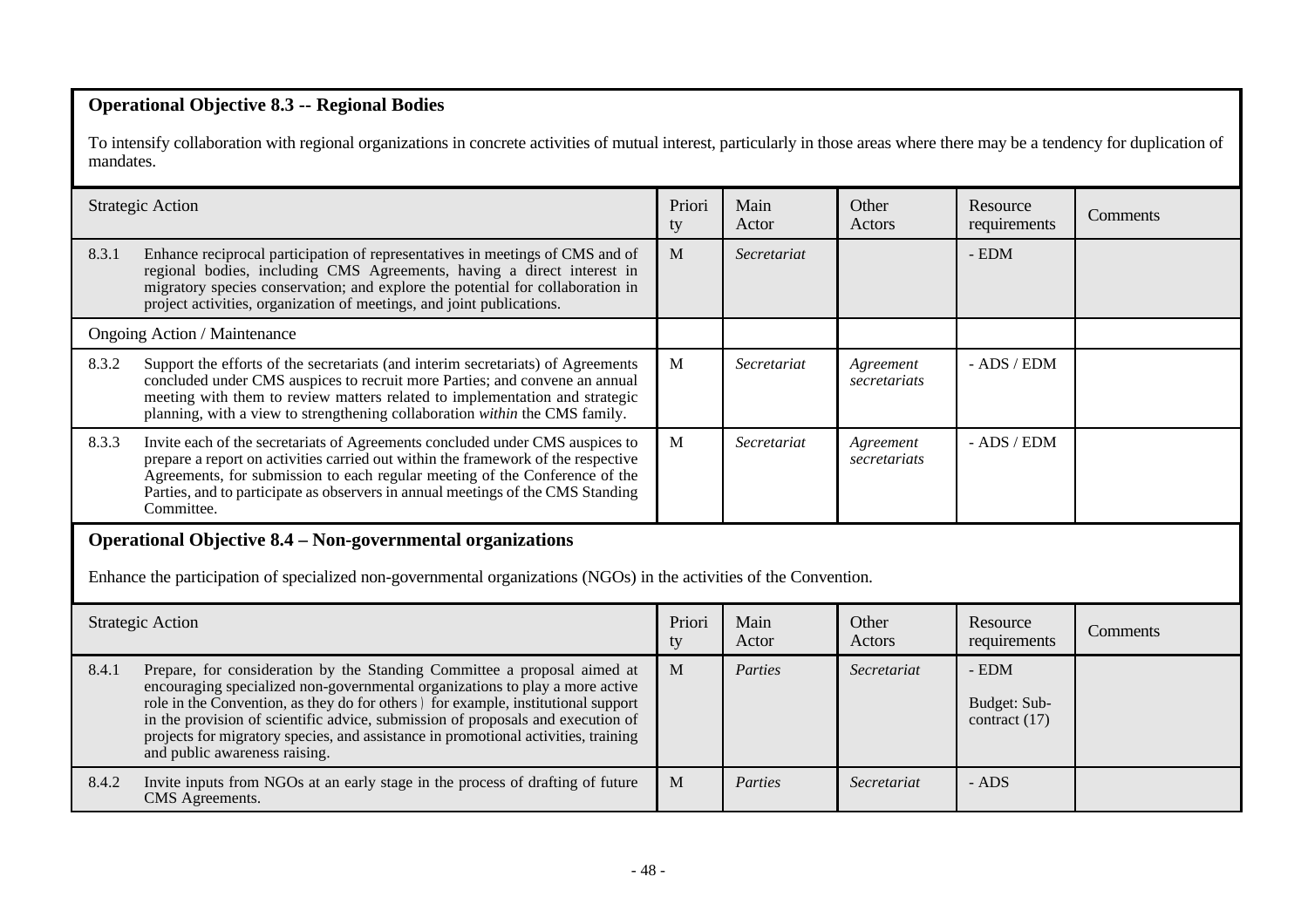## Operational Objective 8.3 -- Regional Bodies

To intensify collaboration with regional organizations in concrete activities of mutual interest, particularly in those areas where there may be a tendency for duplication of mandates.

| | Strategic Action | Priority | Main Actor | Other Actors | Resource requirements | Comments |
|---|---|---|---|---|---|---|
| 8.3.1 | Enhance reciprocal participation of representatives in meetings of CMS and of regional bodies, including CMS Agreements, having a direct interest in migratory species conservation; and explore the potential for collaboration in project activities, organization of meetings, and joint publications. | M | *Secretariat* | | - EDM | |
| | Ongoing Action / Maintenance | | | | | |
| 8.3.2 | Support the efforts of the secretariats (and interim secretariats) of Agreements concluded under CMS auspices to recruit more Parties; and convene an annual meeting with them to review matters related to implementation and strategic planning, with a view to strengthening collaboration *within* the CMS family. | M | *Secretariat* | *Agreement secretariats* | - ADS / EDM | |
| 8.3.3 | Invite each of the secretariats of Agreements concluded under CMS auspices to prepare a report on activities carried out within the framework of the respective Agreements, for submission to each regular meeting of the Conference of the Parties, and to participate as observers in annual meetings of the CMS Standing Committee. | M | *Secretariat* | *Agreement secretariats* | - ADS / EDM | |

## Operational Objective 8.4 – Non-governmental organizations

Enhance the participation of specialized non-governmental organizations (NGOs) in the activities of the Convention.

| | Strategic Action | Priority | Main Actor | Other Actors | Resource requirements | Comments |
|---|---|---|---|---|---|---|
| 8.4.1 | Prepare, for consideration by the Standing Committee a proposal aimed at encouraging specialized non-governmental organizations to play a more active role in the Convention, as they do for others ) for example, institutional support in the provision of scientific advice, submission of proposals and execution of projects for migratory species, and assistance in promotional activities, training and public awareness raising. | M | *Parties* | *Secretariat* | - EDM<br><br>Budget: Sub-contract (17) | |
| 8.4.2 | Invite inputs from NGOs at an early stage in the process of drafting of future CMS Agreements. | M | *Parties* | *Secretariat* | - ADS | |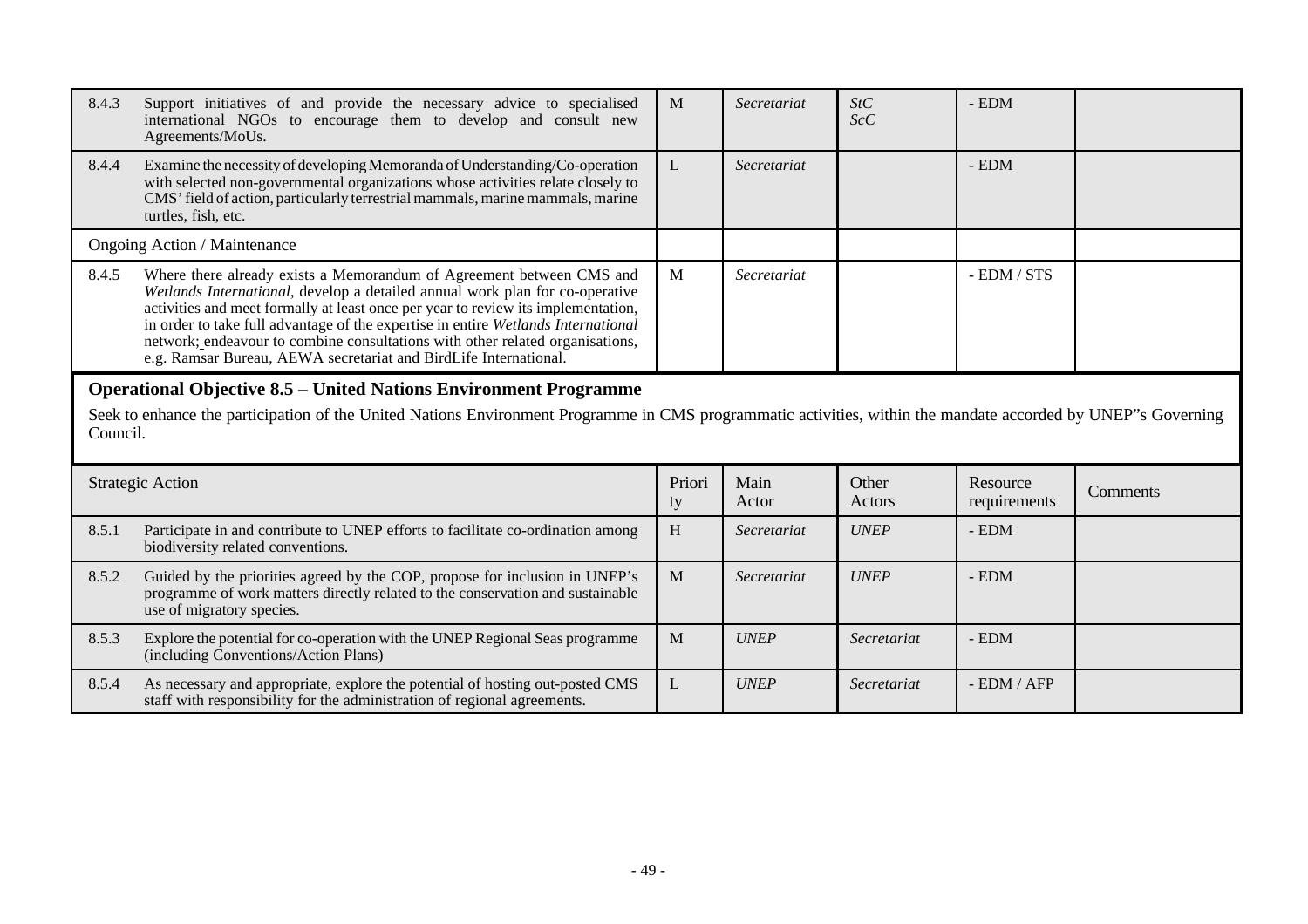| | Strategic Action | Priority | Main Actor | Other Actors | Resource requirements | Comments |
|---|---|---|---|---|---|---|
| 8.4.3 | Support initiatives of and provide the necessary advice to specialised international NGOs to encourage them to develop and consult new Agreements/MoUs. | M | *Secretariat* | *StC* *ScC* | - EDM | |
| 8.4.4 | Examine the necessity of developing Memoranda of Understanding/Co-operation with selected non-governmental organizations whose activities relate closely to CMS' field of action, particularly terrestrial mammals, marine mammals, marine turtles, fish, etc. | L | *Secretariat* | | - EDM | |
| | Ongoing Action / Maintenance | | | | | |
| 8.4.5 | Where there already exists a Memorandum of Agreement between CMS and *Wetlands International*, develop a detailed annual work plan for co-operative activities and meet formally at least once per year to review its implementation, in order to take full advantage of the expertise in entire *Wetlands International* network; endeavour to combine consultations with other related organisations, e.g. Ramsar Bureau, AEWA secretariat and BirdLife International. | M | *Secretariat* | | - EDM / STS | |

## Operational Objective 8.5 – United Nations Environment Programme

Seek to enhance the participation of the United Nations Environment Programme in CMS programmatic activities, within the mandate accorded by UNEP"s Governing Council.

| | Strategic Action | Priority | Main Actor | Other Actors | Resource requirements | Comments |
|---|---|---|---|---|---|---|
| 8.5.1 | Participate in and contribute to UNEP efforts to facilitate co-ordination among biodiversity related conventions. | H | *Secretariat* | *UNEP* | - EDM | |
| 8.5.2 | Guided by the priorities agreed by the COP, propose for inclusion in UNEP's programme of work matters directly related to the conservation and sustainable use of migratory species. | M | *Secretariat* | *UNEP* | - EDM | |
| 8.5.3 | Explore the potential for co-operation with the UNEP Regional Seas programme (including Conventions/Action Plans) | M | *UNEP* | *Secretariat* | - EDM | |
| 8.5.4 | As necessary and appropriate, explore the potential of hosting out-posted CMS staff with responsibility for the administration of regional agreements. | L | *UNEP* | *Secretariat* | - EDM / AFP | |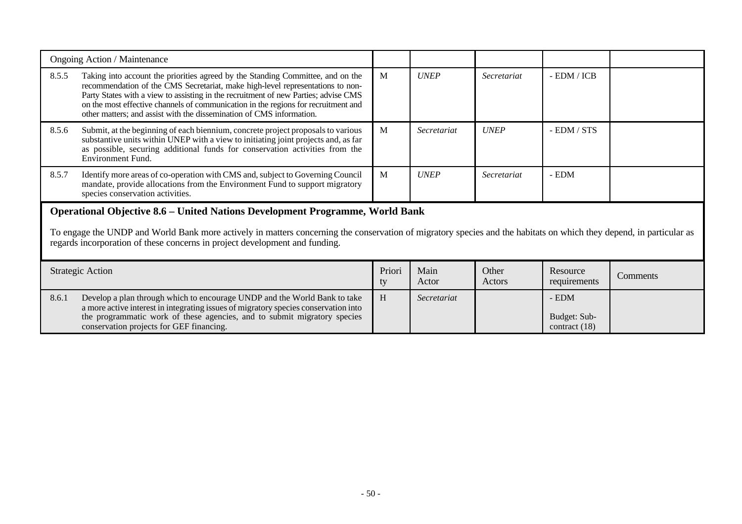| Ongoing Action / Maintenance | | | | | |
|---|---|---|---|---|---|
| 8.5.5 Taking into account the priorities agreed by the Standing Committee, and on the recommendation of the CMS Secretariat, make high-level representations to non-Party States with a view to assisting in the recruitment of new Parties; advise CMS on the most effective channels of communication in the regions for recruitment and other matters; and assist with the dissemination of CMS information. | M | *UNEP* | *Secretariat* | - EDM / ICB | |
| 8.5.6 Submit, at the beginning of each biennium, concrete project proposals to various substantive units within UNEP with a view to initiating joint projects and, as far as possible, securing additional funds for conservation activities from the Environment Fund. | M | *Secretariat* | *UNEP* | - EDM / STS | |
| 8.5.7 Identify more areas of co-operation with CMS and, subject to Governing Council mandate, provide allocations from the Environment Fund to support migratory species conservation activities. | M | *UNEP* | *Secretariat* | - EDM | |

**Operational Objective 8.6 – United Nations Development Programme, World Bank**

To engage the UNDP and World Bank more actively in matters concerning the conservation of migratory species and the habitats on which they depend, in particular as regards incorporation of these concerns in project development and funding.

| Strategic Action | Priority | Main Actor | Other Actors | Resource requirements | Comments |
|---|---|---|---|---|---|
| 8.6.1 Develop a plan through which to encourage UNDP and the World Bank to take a more active interest in integrating issues of migratory species conservation into the programmatic work of these agencies, and to submit migratory species conservation projects for GEF financing. | H | *Secretariat* | | - EDM<br><br>Budget: Sub-contract (18) | |